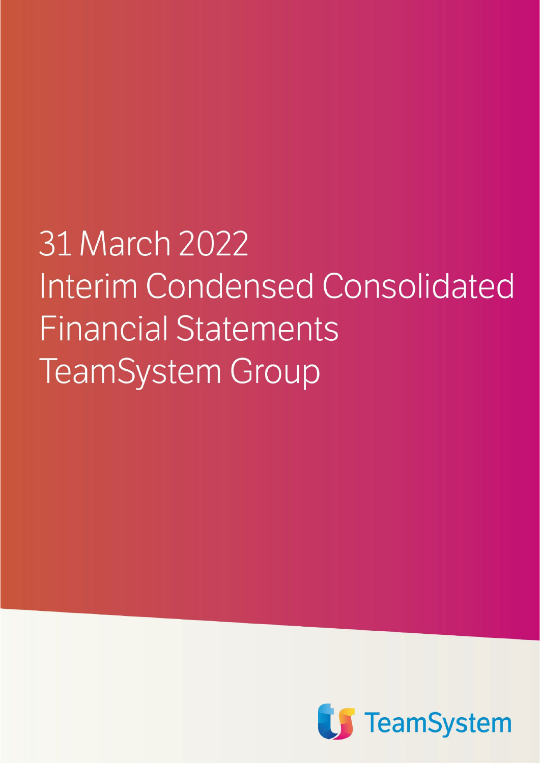# 31 March 2022
# Interim Condensed Consolidated Financial Statements
# TeamSystem Group

TeamSystem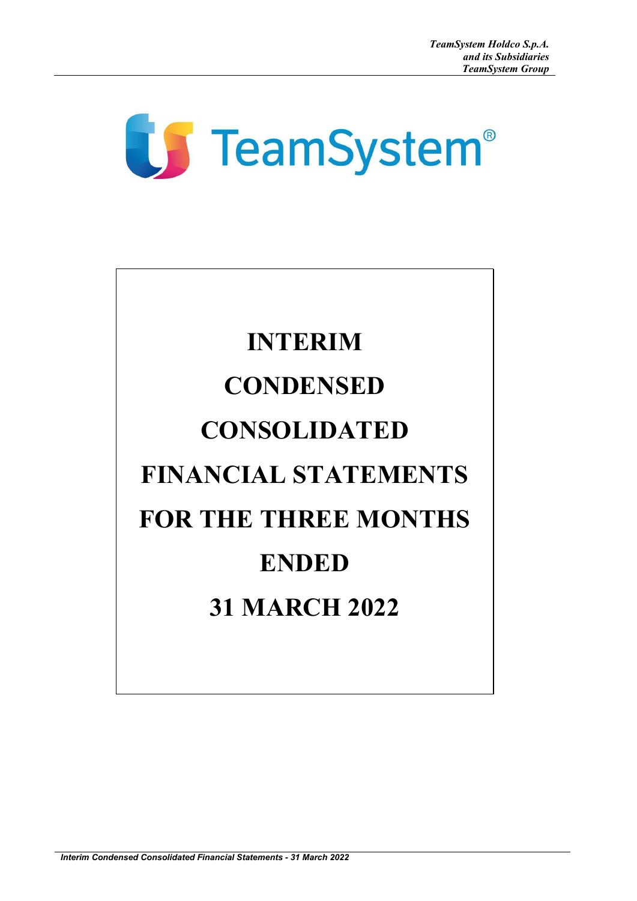TeamSystem

# INTERIM CONDENSED CONSOLIDATED FINANCIAL STATEMENTS FOR THE THREE MONTHS ENDED 31 MARCH 2022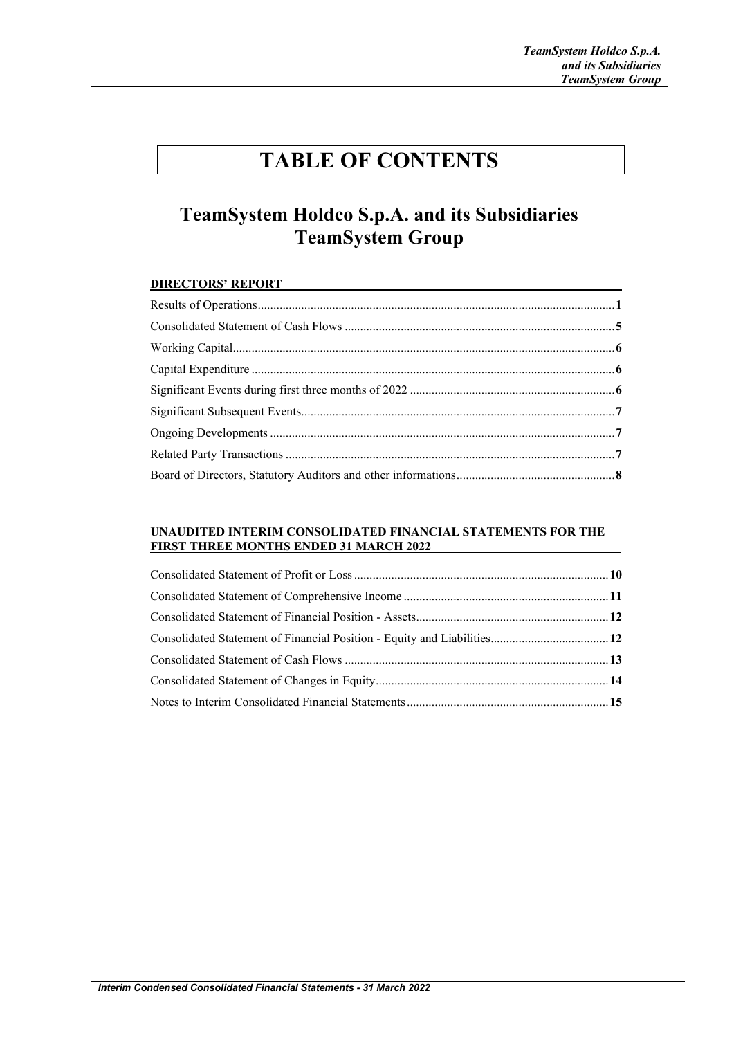# TABLE OF CONTENTS

## TeamSystem Holdco S.p.A. and its Subsidiaries TeamSystem Group

**DIRECTORS' REPORT**

| | |
|---|---|
| Results of Operations | **1** |
| Consolidated Statement of Cash Flows | **5** |
| Working Capital | **6** |
| Capital Expenditure | **6** |
| Significant Events during first three months of 2022 | **6** |
| Significant Subsequent Events | **7** |
| Ongoing Developments | **7** |
| Related Party Transactions | **7** |
| Board of Directors, Statutory Auditors and other informations | **8** |

**UNAUDITED INTERIM CONSOLIDATED FINANCIAL STATEMENTS FOR THE FIRST THREE MONTHS ENDED 31 MARCH 2022**

| | |
|---|---|
| Consolidated Statement of Profit or Loss | **10** |
| Consolidated Statement of Comprehensive Income | **11** |
| Consolidated Statement of Financial Position - Assets | **12** |
| Consolidated Statement of Financial Position - Equity and Liabilities | **12** |
| Consolidated Statement of Cash Flows | **13** |
| Consolidated Statement of Changes in Equity | **14** |
| Notes to Interim Consolidated Financial Statements | **15** |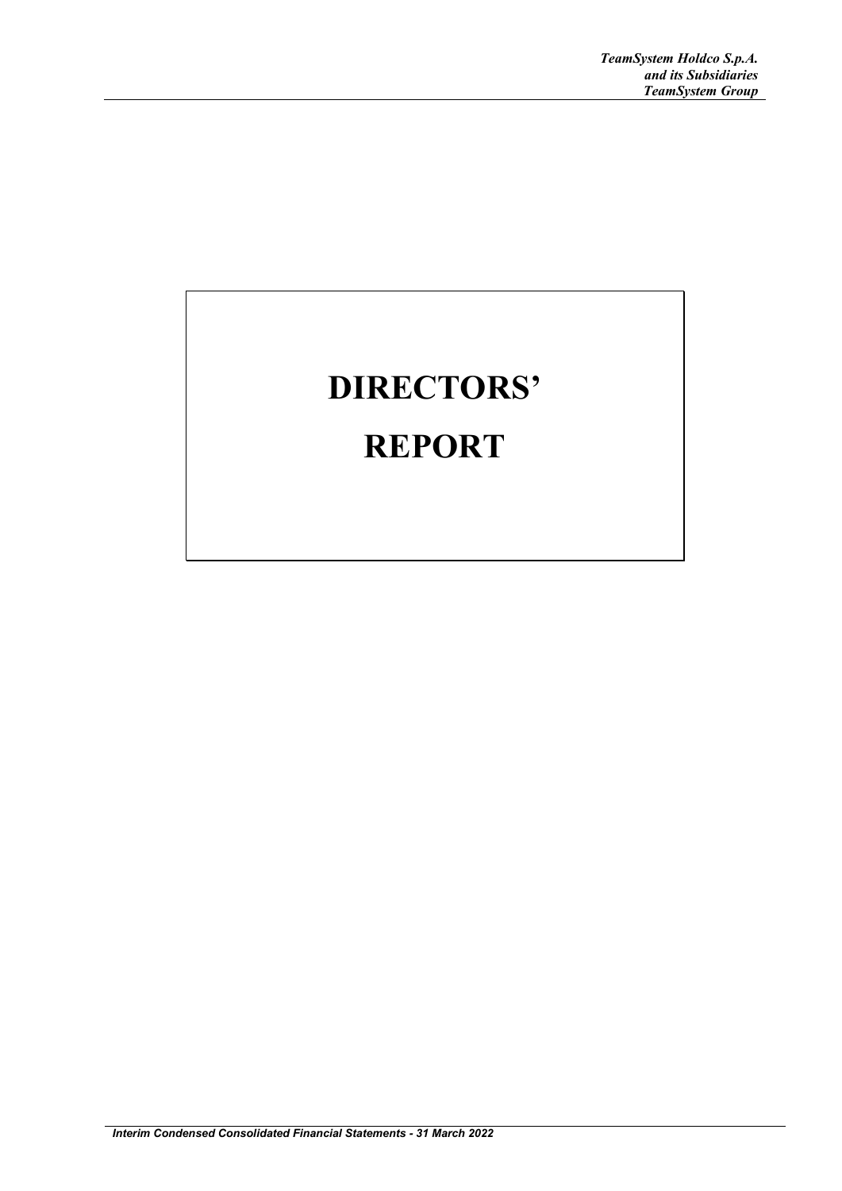# DIRECTORS' REPORT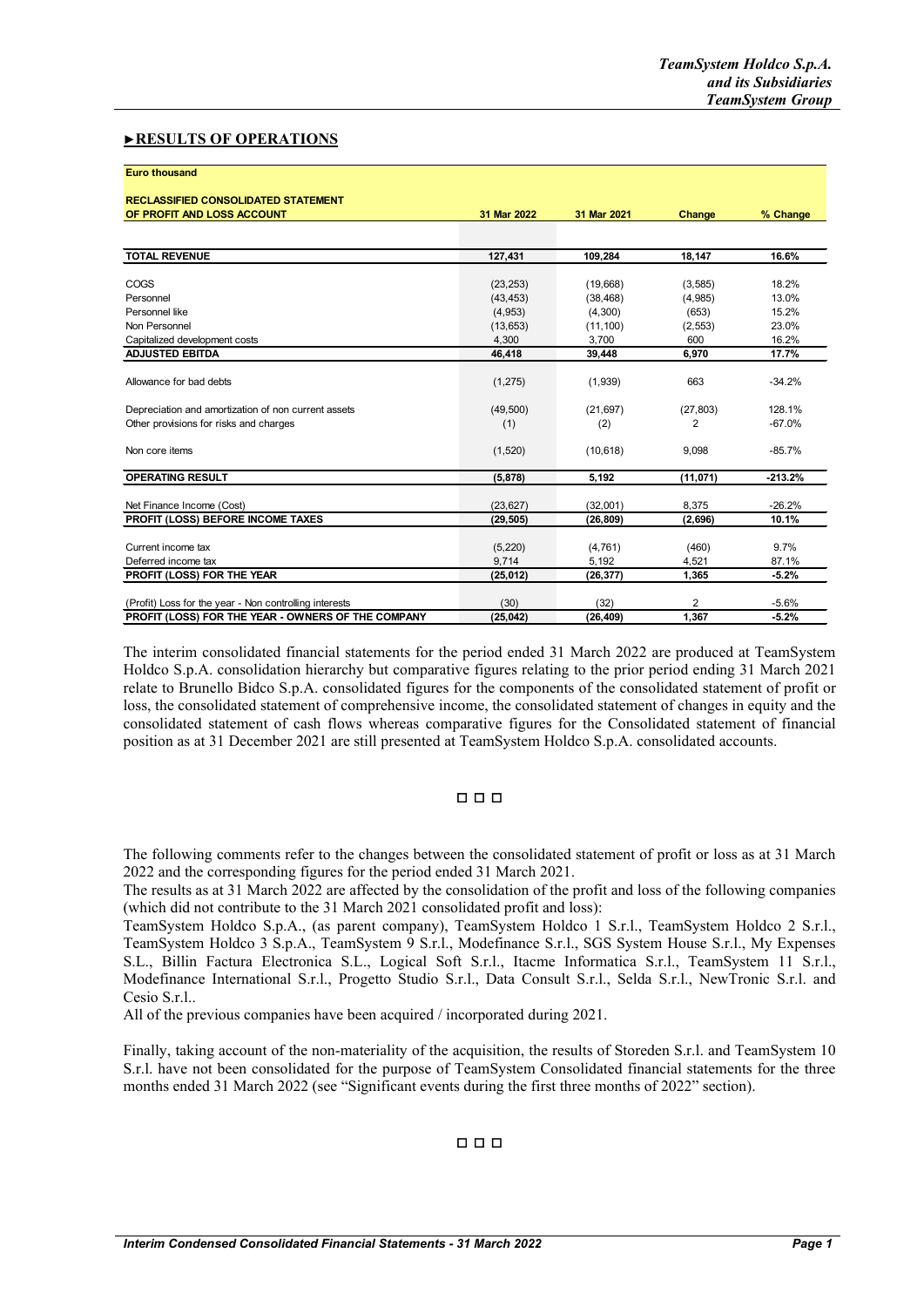## ►RESULTS OF OPERATIONS

| Euro thousand | | | | |
|---|---|---|---|---|
| **RECLASSIFIED CONSOLIDATED STATEMENT OF PROFIT AND LOSS ACCOUNT** | **31 Mar 2022** | **31 Mar 2021** | **Change** | **% Change** |
| **TOTAL REVENUE** | **127,431** | **109,284** | **18,147** | **16.6%** |
| COGS | (23,253) | (19,668) | (3,585) | 18.2% |
| Personnel | (43,453) | (38,468) | (4,985) | 13.0% |
| Personnel like | (4,953) | (4,300) | (653) | 15.2% |
| Non Personnel | (13,653) | (11,100) | (2,553) | 23.0% |
| Capitalized development costs | 4,300 | 3,700 | 600 | 16.2% |
| **ADJUSTED EBITDA** | **46,418** | **39,448** | **6,970** | **17.7%** |
| Allowance for bad debts | (1,275) | (1,939) | 663 | -34.2% |
| Depreciation and amortization of non current assets | (49,500) | (21,697) | (27,803) | 128.1% |
| Other provisions for risks and charges | (1) | (2) | 2 | -67.0% |
| Non core items | (1,520) | (10,618) | 9,098 | -85.7% |
| **OPERATING RESULT** | **(5,878)** | **5,192** | **(11,071)** | **-213.2%** |
| Net Finance Income (Cost) | (23,627) | (32,001) | 8,375 | -26.2% |
| **PROFIT (LOSS) BEFORE INCOME TAXES** | **(29,505)** | **(26,809)** | **(2,696)** | **10.1%** |
| Current income tax | (5,220) | (4,761) | (460) | 9.7% |
| Deferred income tax | 9,714 | 5,192 | 4,521 | 87.1% |
| **PROFIT (LOSS) FOR THE YEAR** | **(25,012)** | **(26,377)** | **1,365** | **-5.2%** |
| (Profit) Loss for the year - Non controlling interests | (30) | (32) | 2 | -5.6% |
| **PROFIT (LOSS) FOR THE YEAR - OWNERS OF THE COMPANY** | **(25,042)** | **(26,409)** | **1,367** | **-5.2%** |

The interim consolidated financial statements for the period ended 31 March 2022 are produced at TeamSystem Holdco S.p.A. consolidation hierarchy but comparative figures relating to the prior period ending 31 March 2021 relate to Brunello Bidco S.p.A. consolidated figures for the components of the consolidated statement of profit or loss, the consolidated statement of comprehensive income, the consolidated statement of changes in equity and the consolidated statement of cash flows whereas comparative figures for the Consolidated statement of financial position as at 31 December 2021 are still presented at TeamSystem Holdco S.p.A. consolidated accounts.

□ □ □

The following comments refer to the changes between the consolidated statement of profit or loss as at 31 March 2022 and the corresponding figures for the period ended 31 March 2021.

The results as at 31 March 2022 are affected by the consolidation of the profit and loss of the following companies (which did not contribute to the 31 March 2021 consolidated profit and loss):

TeamSystem Holdco S.p.A., (as parent company), TeamSystem Holdco 1 S.r.l., TeamSystem Holdco 2 S.r.l., TeamSystem Holdco 3 S.p.A., TeamSystem 9 S.r.l., Modefinance S.r.l., SGS System House S.r.l., My Expenses S.L., Billin Factura Electronica S.L., Logical Soft S.r.l., Itacme Informatica S.r.l., TeamSystem 11 S.r.l., Modefinance International S.r.l., Progetto Studio S.r.l., Data Consult S.r.l., Selda S.r.l., NewTronic S.r.l. and Cesio S.r.l..

All of the previous companies have been acquired / incorporated during 2021.

Finally, taking account of the non-materiality of the acquisition, the results of Storeden S.r.l. and TeamSystem 10 S.r.l. have not been consolidated for the purpose of TeamSystem Consolidated financial statements for the three months ended 31 March 2022 (see "Significant events during the first three months of 2022" section).

□ □ □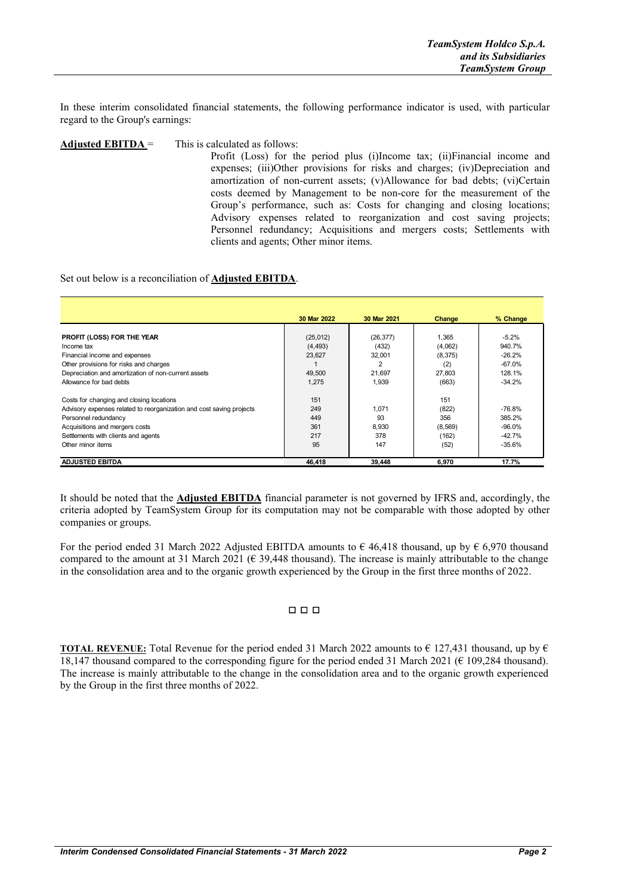In these interim consolidated financial statements, the following performance indicator is used, with particular regard to the Group's earnings:

**Adjusted EBITDA** = This is calculated as follows:
Profit (Loss) for the period plus (i)Income tax; (ii)Financial income and expenses; (iii)Other provisions for risks and charges; (iv)Depreciation and amortization of non-current assets; (v)Allowance for bad debts; (vi)Certain costs deemed by Management to be non-core for the measurement of the Group's performance, such as: Costs for changing and closing locations; Advisory expenses related to reorganization and cost saving projects; Personnel redundancy; Acquisitions and mergers costs; Settlements with clients and agents; Other minor items.

Set out below is a reconciliation of **Adjusted EBITDA**.

| | 30 Mar 2022 | 30 Mar 2021 | Change | % Change |
|---|---|---|---|---|
| **PROFIT (LOSS) FOR THE YEAR** | (25,012) | (26,377) | 1,365 | -5.2% |
| Income tax | (4,493) | (432) | (4,062) | 940.7% |
| Financial income and expenses | 23,627 | 32,001 | (8,375) | -26.2% |
| Other provisions for risks and charges | 1 | 2 | (2) | -67.0% |
| Depreciation and amortization of non-current assets | 49,500 | 21,697 | 27,803 | 128.1% |
| Allowance for bad debts | 1,275 | 1,939 | (663) | -34.2% |
| Costs for changing and closing locations | 151 | | 151 | |
| Advisory expenses related to reorganization and cost saving projects | 249 | 1,071 | (822) | -76.8% |
| Personnel redundancy | 449 | 93 | 356 | 385.2% |
| Acquisitions and mergers costs | 361 | 8,930 | (8,569) | -96.0% |
| Settlements with clients and agents | 217 | 378 | (162) | -42.7% |
| Other minor items | 95 | 147 | (52) | -35.6% |
| **ADJUSTED EBITDA** | **46,418** | **39,448** | **6,970** | **17.7%** |

It should be noted that the **Adjusted EBITDA** financial parameter is not governed by IFRS and, accordingly, the criteria adopted by TeamSystem Group for its computation may not be comparable with those adopted by other companies or groups.

For the period ended 31 March 2022 Adjusted EBITDA amounts to € 46,418 thousand, up by € 6,970 thousand compared to the amount at 31 March 2021 (€ 39,448 thousand). The increase is mainly attributable to the change in the consolidation area and to the organic growth experienced by the Group in the first three months of 2022.

□ □ □

**TOTAL REVENUE:** Total Revenue for the period ended 31 March 2022 amounts to € 127,431 thousand, up by € 18,147 thousand compared to the corresponding figure for the period ended 31 March 2021 (€ 109,284 thousand). The increase is mainly attributable to the change in the consolidation area and to the organic growth experienced by the Group in the first three months of 2022.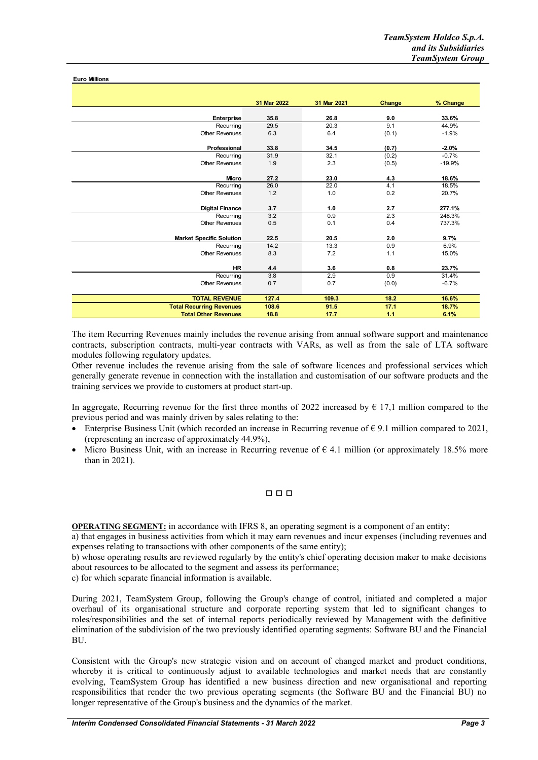**Euro Millions**

| | 31 Mar 2022 | 31 Mar 2021 | Change | % Change |
|---|---|---|---|---|
| **Enterprise** | **35.8** | **26.8** | **9.0** | **33.6%** |
| Recurring | 29.5 | 20.3 | 9.1 | 44.9% |
| Other Revenues | 6.3 | 6.4 | (0.1) | -1.9% |
| **Professional** | **33.8** | **34.5** | **(0.7)** | **-2.0%** |
| Recurring | 31.9 | 32.1 | (0.2) | -0.7% |
| Other Revenues | 1.9 | 2.3 | (0.5) | -19.9% |
| **Micro** | **27.2** | **23.0** | **4.3** | **18.6%** |
| Recurring | 26.0 | 22.0 | 4.1 | 18.5% |
| Other Revenues | 1.2 | 1.0 | 0.2 | 20.7% |
| **Digital Finance** | **3.7** | **1.0** | **2.7** | **277.1%** |
| Recurring | 3.2 | 0.9 | 2.3 | 248.3% |
| Other Revenues | 0.5 | 0.1 | 0.4 | 737.3% |
| **Market Specific Solution** | **22.5** | **20.5** | **2.0** | **9.7%** |
| Recurring | 14.2 | 13.3 | 0.9 | 6.9% |
| Other Revenues | 8.3 | 7.2 | 1.1 | 15.0% |
| **HR** | **4.4** | **3.6** | **0.8** | **23.7%** |
| Recurring | 3.8 | 2.9 | 0.9 | 31.4% |
| Other Revenues | 0.7 | 0.7 | (0.0) | -6.7% |
| **TOTAL REVENUE** | **127.4** | **109.3** | **18.2** | **16.6%** |
| **Total Recurring Revenues** | **108.6** | **91.5** | **17.1** | **18.7%** |
| **Total Other Revenues** | **18.8** | **17.7** | **1.1** | **6.1%** |

The item Recurring Revenues mainly includes the revenue arising from annual software support and maintenance contracts, subscription contracts, multi-year contracts with VARs, as well as from the sale of LTA software modules following regulatory updates.

Other revenue includes the revenue arising from the sale of software licences and professional services which generally generate revenue in connection with the installation and customisation of our software products and the training services we provide to customers at product start-up.

In aggregate, Recurring revenue for the first three months of 2022 increased by € 17,1 million compared to the previous period and was mainly driven by sales relating to the:

- Enterprise Business Unit (which recorded an increase in Recurring revenue of € 9.1 million compared to 2021, (representing an increase of approximately 44.9%),
- Micro Business Unit, with an increase in Recurring revenue of € 4.1 million (or approximately 18.5% more than in 2021).

□ □ □

**OPERATING SEGMENT:** in accordance with IFRS 8, an operating segment is a component of an entity:

a) that engages in business activities from which it may earn revenues and incur expenses (including revenues and expenses relating to transactions with other components of the same entity);

b) whose operating results are reviewed regularly by the entity's chief operating decision maker to make decisions about resources to be allocated to the segment and assess its performance;

c) for which separate financial information is available.

During 2021, TeamSystem Group, following the Group's change of control, initiated and completed a major overhaul of its organisational structure and corporate reporting system that led to significant changes to roles/responsibilities and the set of internal reports periodically reviewed by Management with the definitive elimination of the subdivision of the two previously identified operating segments: Software BU and the Financial BU.

Consistent with the Group's new strategic vision and on account of changed market and product conditions, whereby it is critical to continuously adjust to available technologies and market needs that are constantly evolving, TeamSystem Group has identified a new business direction and new organisational and reporting responsibilities that render the two previous operating segments (the Software BU and the Financial BU) no longer representative of the Group's business and the dynamics of the market.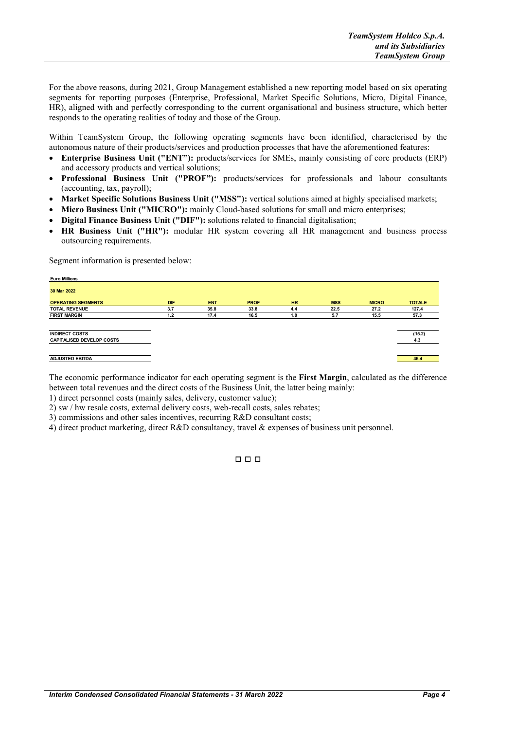For the above reasons, during 2021, Group Management established a new reporting model based on six operating segments for reporting purposes (Enterprise, Professional, Market Specific Solutions, Micro, Digital Finance, HR), aligned with and perfectly corresponding to the current organisational and business structure, which better responds to the operating realities of today and those of the Group.

Within TeamSystem Group, the following operating segments have been identified, characterised by the autonomous nature of their products/services and production processes that have the aforementioned features:

- **Enterprise Business Unit ("ENT"):** products/services for SMEs, mainly consisting of core products (ERP) and accessory products and vertical solutions;
- **Professional Business Unit ("PROF"):** products/services for professionals and labour consultants (accounting, tax, payroll);
- **Market Specific Solutions Business Unit ("MSS"):** vertical solutions aimed at highly specialised markets;
- **Micro Business Unit ("MICRO"):** mainly Cloud-based solutions for small and micro enterprises;
- **Digital Finance Business Unit ("DIF"):** solutions related to financial digitalisation;
- **HR Business Unit ("HR"):** modular HR system covering all HR management and business process outsourcing requirements.

Segment information is presented below:

**Euro Millions**

| 30 Mar 2022 | | | | | | | |
|---|---|---|---|---|---|---|---|
| **OPERATING SEGMENTS** | **DIF** | **ENT** | **PROF** | **HR** | **MSS** | **MICRO** | **TOTALE** |
| **TOTAL REVENUE** | 3.7 | 35.8 | 33.8 | 4.4 | 22.5 | 27.2 | 127.4 |
| **FIRST MARGIN** | 1.2 | 17.4 | 16.5 | 1.0 | 5.7 | 15.5 | 57.3 |
| | | | | | | | |
| **INDIRECT COSTS** | | | | | | | (15.2) |
| **CAPITALISED DEVELOP COSTS** | | | | | | | 4.3 |
| | | | | | | | |
| **ADJUSTED EBITDA** | | | | | | | 46.4 |

The economic performance indicator for each operating segment is the **First Margin**, calculated as the difference between total revenues and the direct costs of the Business Unit, the latter being mainly:

1) direct personnel costs (mainly sales, delivery, customer value);
2) sw / hw resale costs, external delivery costs, web-recall costs, sales rebates;
3) commissions and other sales incentives, recurring R&D consultant costs;
4) direct product marketing, direct R&D consultancy, travel & expenses of business unit personnel.

□ □ □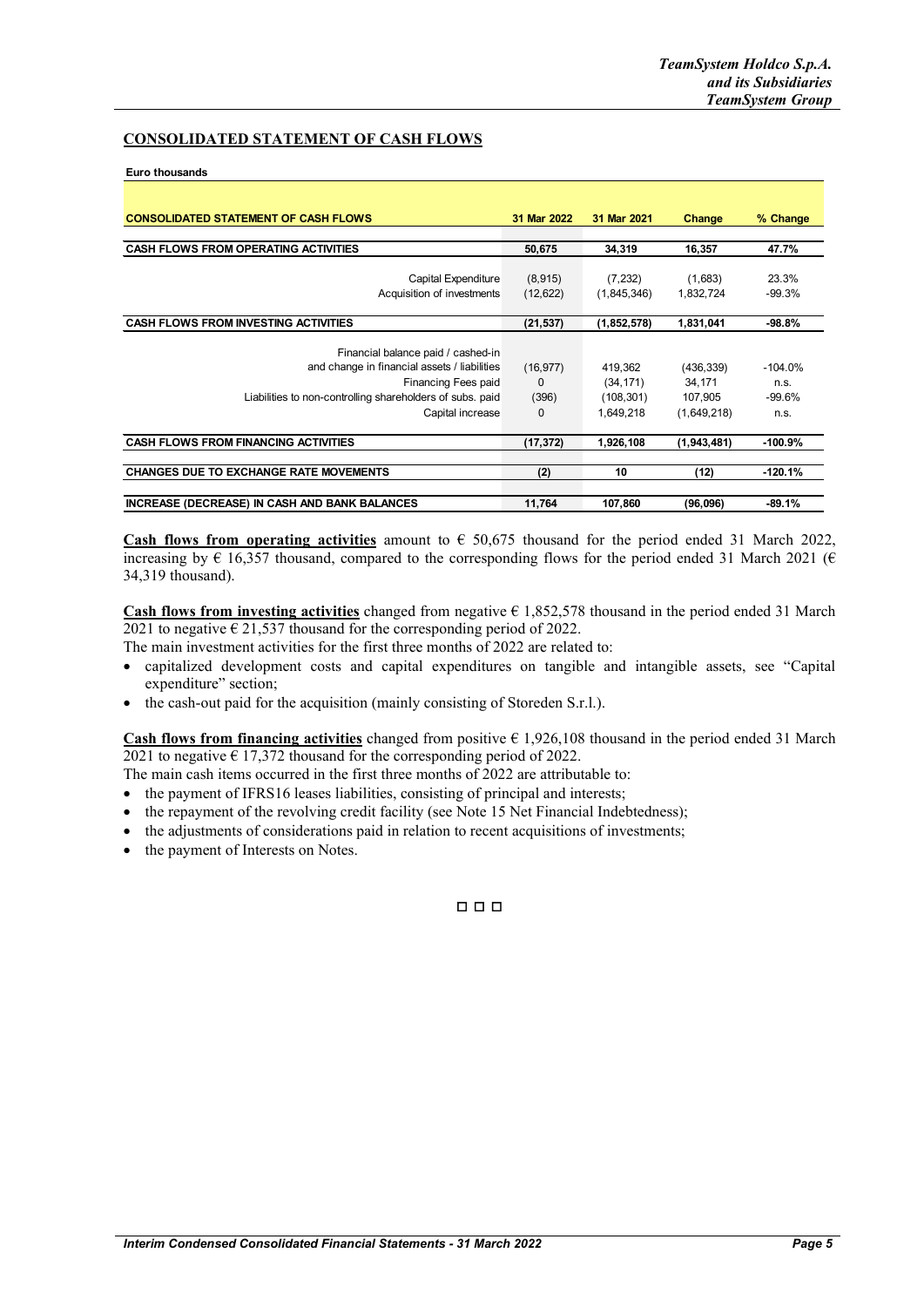## CONSOLIDATED STATEMENT OF CASH FLOWS

**Euro thousands**

| CONSOLIDATED STATEMENT OF CASH FLOWS | 31 Mar 2022 | 31 Mar 2021 | Change | % Change |
|---|---|---|---|---|
| **CASH FLOWS FROM OPERATING ACTIVITIES** | **50,675** | **34,319** | **16,357** | **47.7%** |
| Capital Expenditure | (8,915) | (7,232) | (1,683) | 23.3% |
| Acquisition of investments | (12,622) | (1,845,346) | 1,832,724 | -99.3% |
| **CASH FLOWS FROM INVESTING ACTIVITIES** | **(21,537)** | **(1,852,578)** | **1,831,041** | **-98.8%** |
| Financial balance paid / cashed-in and change in financial assets / liabilities | (16,977) | 419,362 | (436,339) | -104.0% |
| Financing Fees paid | 0 | (34,171) | 34,171 | n.s. |
| Liabilities to non-controlling shareholders of subs. paid | (396) | (108,301) | 107,905 | -99.6% |
| Capital increase | 0 | 1,649,218 | (1,649,218) | n.s. |
| **CASH FLOWS FROM FINANCING ACTIVITIES** | **(17,372)** | **1,926,108** | **(1,943,481)** | **-100.9%** |
| **CHANGES DUE TO EXCHANGE RATE MOVEMENTS** | **(2)** | **10** | **(12)** | **-120.1%** |
| **INCREASE (DECREASE) IN CASH AND BANK BALANCES** | **11,764** | **107,860** | **(96,096)** | **-89.1%** |

**Cash flows from operating activities** amount to € 50,675 thousand for the period ended 31 March 2022, increasing by € 16,357 thousand, compared to the corresponding flows for the period ended 31 March 2021 (€ 34,319 thousand).

**Cash flows from investing activities** changed from negative € 1,852,578 thousand in the period ended 31 March 2021 to negative € 21,537 thousand for the corresponding period of 2022.
The main investment activities for the first three months of 2022 are related to:

- capitalized development costs and capital expenditures on tangible and intangible assets, see "Capital expenditure" section;
- the cash-out paid for the acquisition (mainly consisting of Storeden S.r.l.).

**Cash flows from financing activities** changed from positive € 1,926,108 thousand in the period ended 31 March 2021 to negative € 17,372 thousand for the corresponding period of 2022.
The main cash items occurred in the first three months of 2022 are attributable to:

- the payment of IFRS16 leases liabilities, consisting of principal and interests;
- the repayment of the revolving credit facility (see Note 15 Net Financial Indebtedness);
- the adjustments of considerations paid in relation to recent acquisitions of investments;
- the payment of Interests on Notes.

□ □ □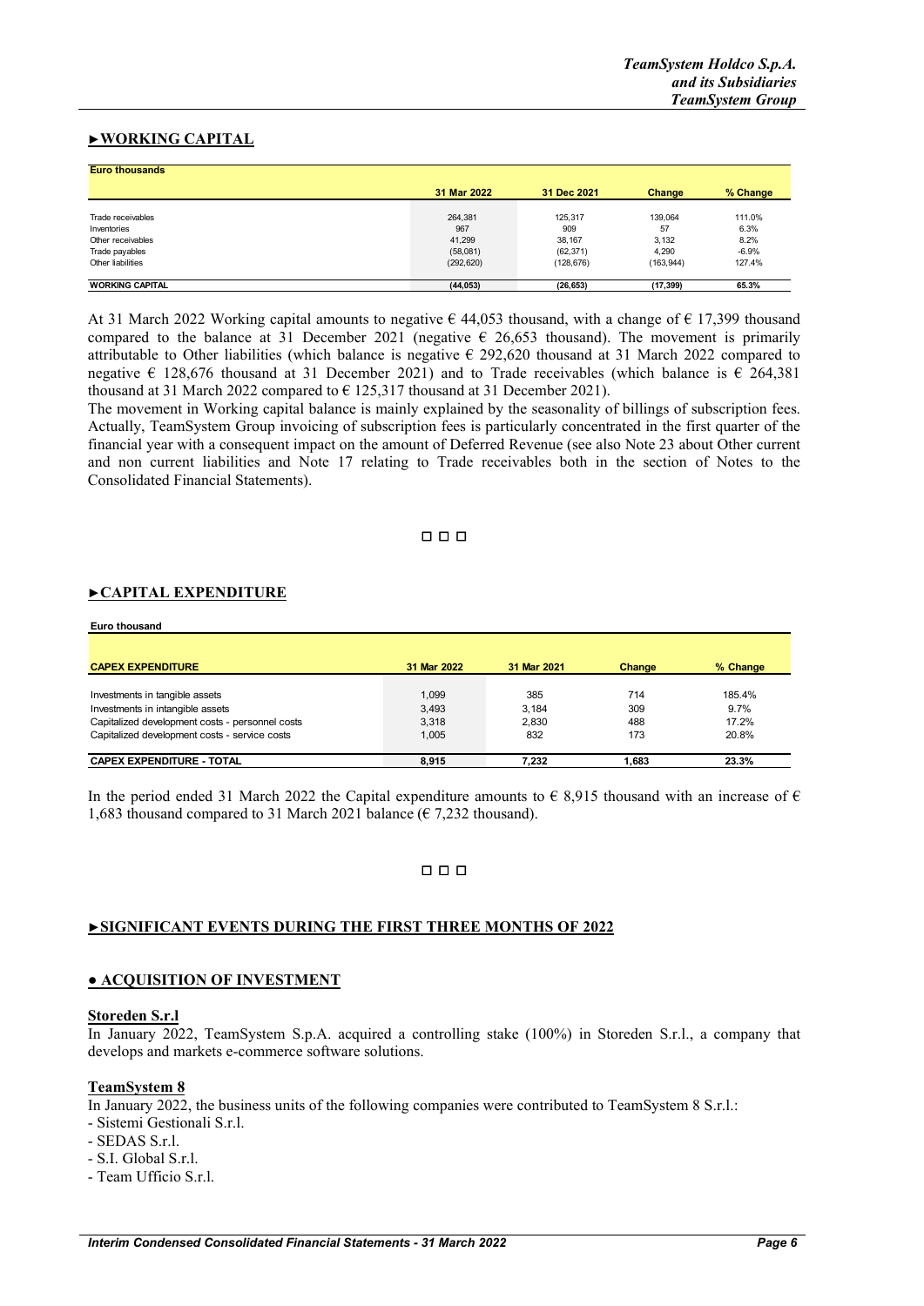## ►WORKING CAPITAL

| Euro thousands | 31 Mar 2022 | 31 Dec 2021 | Change | % Change |
|---|---|---|---|---|
| Trade receivables | 264,381 | 125,317 | 139,064 | 111.0% |
| Inventories | 967 | 909 | 57 | 6.3% |
| Other receivables | 41,299 | 38,167 | 3,132 | 8.2% |
| Trade payables | (58,081) | (62,371) | 4,290 | -6.9% |
| Other liabilities | (292,620) | (128,676) | (163,944) | 127.4% |
| **WORKING CAPITAL** | **(44,053)** | **(26,653)** | **(17,399)** | **65.3%** |

At 31 March 2022 Working capital amounts to negative € 44,053 thousand, with a change of € 17,399 thousand compared to the balance at 31 December 2021 (negative € 26,653 thousand). The movement is primarily attributable to Other liabilities (which balance is negative € 292,620 thousand at 31 March 2022 compared to negative € 128,676 thousand at 31 December 2021) and to Trade receivables (which balance is € 264,381 thousand at 31 March 2022 compared to € 125,317 thousand at 31 December 2021).

The movement in Working capital balance is mainly explained by the seasonality of billings of subscription fees. Actually, TeamSystem Group invoicing of subscription fees is particularly concentrated in the first quarter of the financial year with a consequent impact on the amount of Deferred Revenue (see also Note 23 about Other current and non current liabilities and Note 17 relating to Trade receivables both in the section of Notes to the Consolidated Financial Statements).

□ □ □

## ►CAPITAL EXPENDITURE

**Euro thousand**

| CAPEX EXPENDITURE | 31 Mar 2022 | 31 Mar 2021 | Change | % Change |
|---|---|---|---|---|
| Investments in tangible assets | 1,099 | 385 | 714 | 185.4% |
| Investments in intangible assets | 3,493 | 3,184 | 309 | 9.7% |
| Capitalized development costs - personnel costs | 3,318 | 2,830 | 488 | 17.2% |
| Capitalized development costs - service costs | 1,005 | 832 | 173 | 20.8% |
| **CAPEX EXPENDITURE - TOTAL** | **8,915** | **7,232** | **1,683** | **23.3%** |

In the period ended 31 March 2022 the Capital expenditure amounts to € 8,915 thousand with an increase of € 1,683 thousand compared to 31 March 2021 balance (€ 7,232 thousand).

□ □ □

## ►SIGNIFICANT EVENTS DURING THE FIRST THREE MONTHS OF 2022

### ● ACQUISITION OF INVESTMENT

**Storeden S.r.l**

In January 2022, TeamSystem S.p.A. acquired a controlling stake (100%) in Storeden S.r.l., a company that develops and markets e-commerce software solutions.

**TeamSystem 8**

In January 2022, the business units of the following companies were contributed to TeamSystem 8 S.r.l.:

- Sistemi Gestionali S.r.l.
- SEDAS S.r.l.
- S.I. Global S.r.l.
- Team Ufficio S.r.l.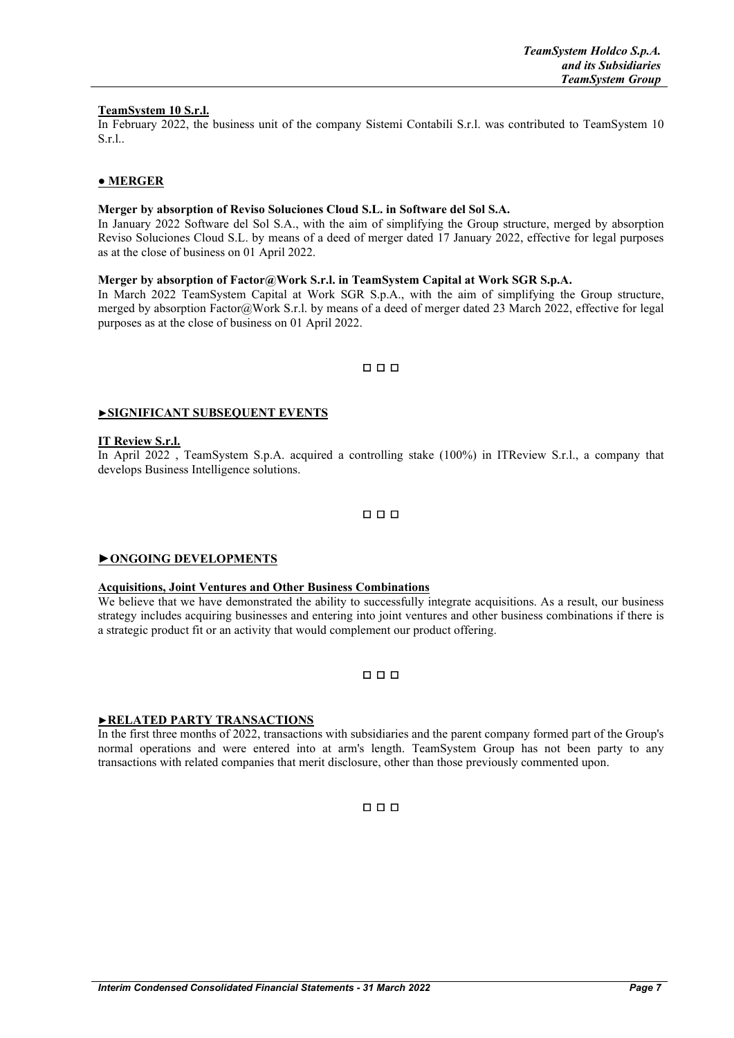**TeamSystem 10 S.r.l.**

In February 2022, the business unit of the company Sistemi Contabili S.r.l. was contributed to TeamSystem 10 S.r.l..

## ● MERGER

**Merger by absorption of Reviso Soluciones Cloud S.L. in Software del Sol S.A.**

In January 2022 Software del Sol S.A., with the aim of simplifying the Group structure, merged by absorption Reviso Soluciones Cloud S.L. by means of a deed of merger dated 17 January 2022, effective for legal purposes as at the close of business on 01 April 2022.

**Merger by absorption of Factor@Work S.r.l. in TeamSystem Capital at Work SGR S.p.A.**

In March 2022 TeamSystem Capital at Work SGR S.p.A., with the aim of simplifying the Group structure, merged by absorption Factor@Work S.r.l. by means of a deed of merger dated 23 March 2022, effective for legal purposes as at the close of business on 01 April 2022.

□ □ □

## ►SIGNIFICANT SUBSEQUENT EVENTS

**IT Review S.r.l.**

In April 2022 , TeamSystem S.p.A. acquired a controlling stake (100%) in ITReview S.r.l., a company that develops Business Intelligence solutions.

□ □ □

## ►ONGOING DEVELOPMENTS

**Acquisitions, Joint Ventures and Other Business Combinations**

We believe that we have demonstrated the ability to successfully integrate acquisitions. As a result, our business strategy includes acquiring businesses and entering into joint ventures and other business combinations if there is a strategic product fit or an activity that would complement our product offering.

□ □ □

## ►RELATED PARTY TRANSACTIONS

In the first three months of 2022, transactions with subsidiaries and the parent company formed part of the Group's normal operations and were entered into at arm's length. TeamSystem Group has not been party to any transactions with related companies that merit disclosure, other than those previously commented upon.

□ □ □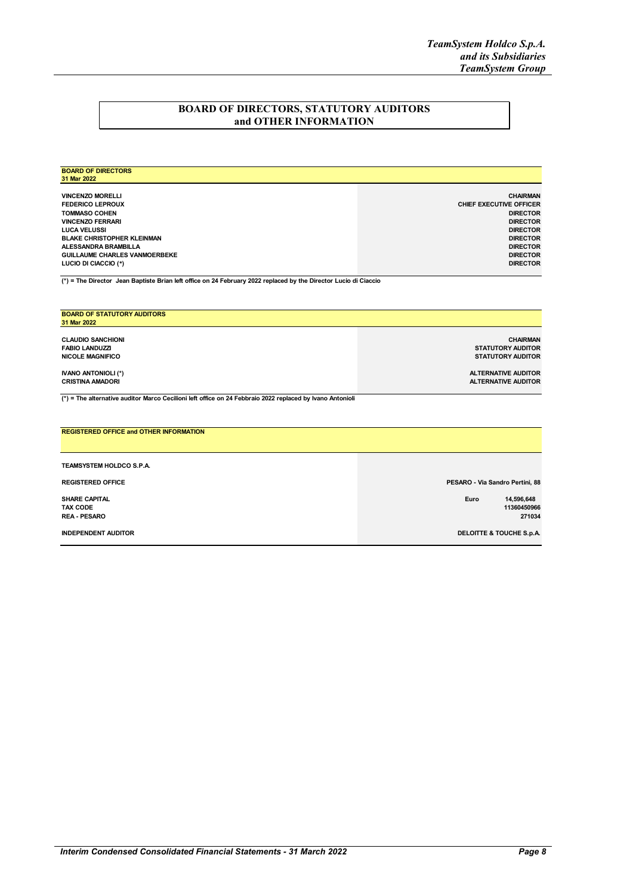# BOARD OF DIRECTORS, STATUTORY AUDITORS and OTHER INFORMATION

| BOARD OF DIRECTORS 31 Mar 2022 | |
|---|---|
| VINCENZO MORELLI | CHAIRMAN |
| FEDERICO LEPROUX | CHIEF EXECUTIVE OFFICER |
| TOMMASO COHEN | DIRECTOR |
| VINCENZO FERRARI | DIRECTOR |
| LUCA VELUSSI | DIRECTOR |
| BLAKE CHRISTOPHER KLEINMAN | DIRECTOR |
| ALESSANDRA BRAMBILLA | DIRECTOR |
| GUILLAUME CHARLES VANMOERBEKE | DIRECTOR |
| LUCIO DI CIACCIO (*) | DIRECTOR |

(*) = The Director Jean Baptiste Brian left office on 24 February 2022 replaced by the Director Lucio di Ciaccio

| BOARD OF STATUTORY AUDITORS 31 Mar 2022 | |
|---|---|
| CLAUDIO SANCHIONI | CHAIRMAN |
| FABIO LANDUZZI | STATUTORY AUDITOR |
| NICOLE MAGNIFICO | STATUTORY AUDITOR |
| IVANO ANTONIOLI (*) | ALTERNATIVE AUDITOR |
| CRISTINA AMADORI | ALTERNATIVE AUDITOR |

(*) = The alternative auditor Marco Cecilioni left office on 24 Febbraio 2022 replaced by Ivano Antonioli

| REGISTERED OFFICE and OTHER INFORMATION | |
|---|---|
| TEAMSYSTEM HOLDCO S.P.A. | |
| REGISTERED OFFICE | PESARO - Via Sandro Pertini, 88 |
| SHARE CAPITAL | Euro 14,596,648 |
| TAX CODE | 11360450966 |
| REA - PESARO | 271034 |
| INDEPENDENT AUDITOR | DELOITTE & TOUCHE S.p.A. |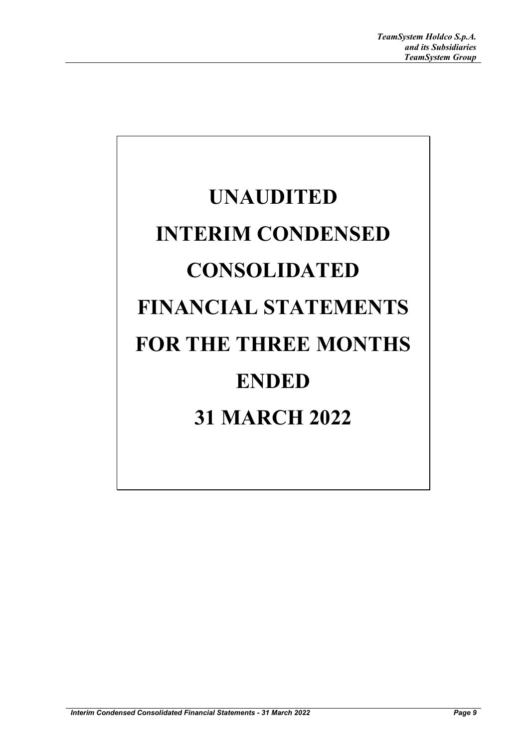# UNAUDITED INTERIM CONDENSED CONSOLIDATED FINANCIAL STATEMENTS FOR THE THREE MONTHS ENDED 31 MARCH 2022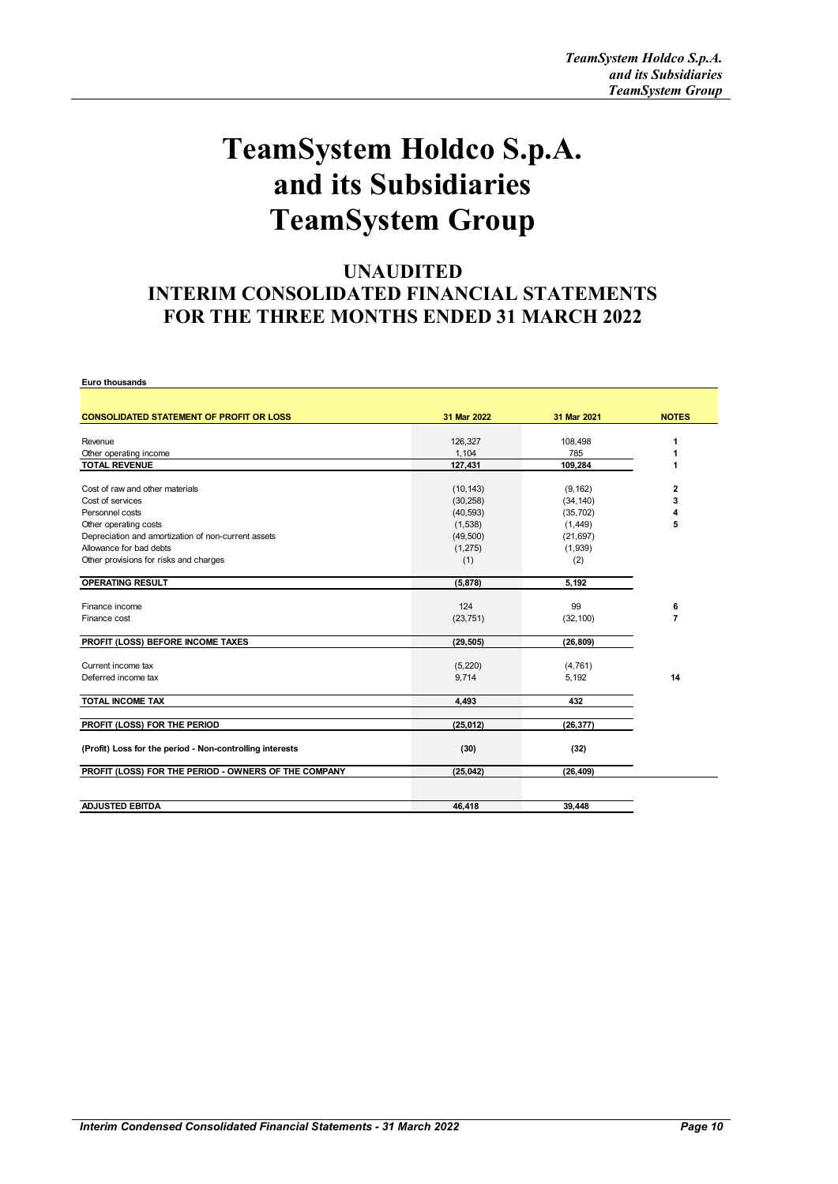# TeamSystem Holdco S.p.A. and its Subsidiaries TeamSystem Group

## UNAUDITED INTERIM CONSOLIDATED FINANCIAL STATEMENTS FOR THE THREE MONTHS ENDED 31 MARCH 2022

**Euro thousands**

| CONSOLIDATED STATEMENT OF PROFIT OR LOSS | 31 Mar 2022 | 31 Mar 2021 | NOTES |
|---|---|---|---|
| Revenue | 126,327 | 108,498 | 1 |
| Other operating income | 1,104 | 785 | 1 |
| **TOTAL REVENUE** | **127,431** | **109,284** | **1** |
| Cost of raw and other materials | (10,143) | (9,162) | 2 |
| Cost of services | (30,258) | (34,140) | 3 |
| Personnel costs | (40,593) | (35,702) | 4 |
| Other operating costs | (1,538) | (1,449) | 5 |
| Depreciation and amortization of non-current assets | (49,500) | (21,697) | |
| Allowance for bad debts | (1,275) | (1,939) | |
| Other provisions for risks and charges | (1) | (2) | |
| **OPERATING RESULT** | **(5,878)** | **5,192** | |
| Finance income | 124 | 99 | 6 |
| Finance cost | (23,751) | (32,100) | 7 |
| **PROFIT (LOSS) BEFORE INCOME TAXES** | **(29,505)** | **(26,809)** | |
| Current income tax | (5,220) | (4,761) | |
| Deferred income tax | 9,714 | 5,192 | 14 |
| **TOTAL INCOME TAX** | **4,493** | **432** | |
| **PROFIT (LOSS) FOR THE PERIOD** | **(25,012)** | **(26,377)** | |
| **(Profit) Loss for the period - Non-controlling interests** | **(30)** | **(32)** | |
| **PROFIT (LOSS) FOR THE PERIOD - OWNERS OF THE COMPANY** | **(25,042)** | **(26,409)** | |
| **ADJUSTED EBITDA** | **46,418** | **39,448** | |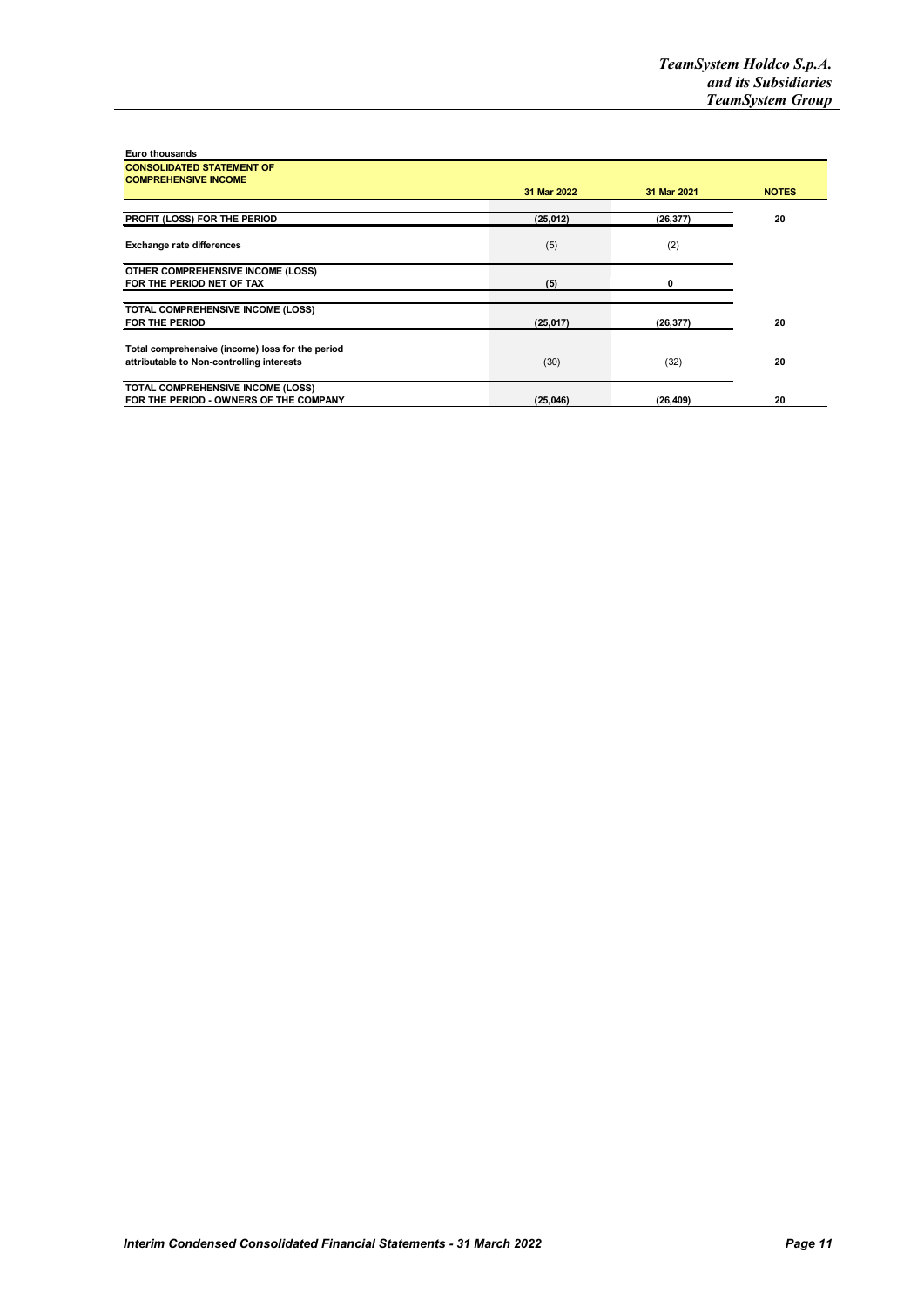Euro thousands

| CONSOLIDATED STATEMENT OF COMPREHENSIVE INCOME | 31 Mar 2022 | 31 Mar 2021 | NOTES |
|---|---|---|---|
| **PROFIT (LOSS) FOR THE PERIOD** | **(25,012)** | **(26,377)** | **20** |
| **Exchange rate differences** | (5) | (2) | |
| **OTHER COMPREHENSIVE INCOME (LOSS) FOR THE PERIOD NET OF TAX** | **(5)** | **0** | |
| **TOTAL COMPREHENSIVE INCOME (LOSS) FOR THE PERIOD** | **(25,017)** | **(26,377)** | **20** |
| **Total comprehensive (income) loss for the period attributable to Non-controlling interests** | (30) | (32) | **20** |
| **TOTAL COMPREHENSIVE INCOME (LOSS) FOR THE PERIOD - OWNERS OF THE COMPANY** | **(25,046)** | **(26,409)** | **20** |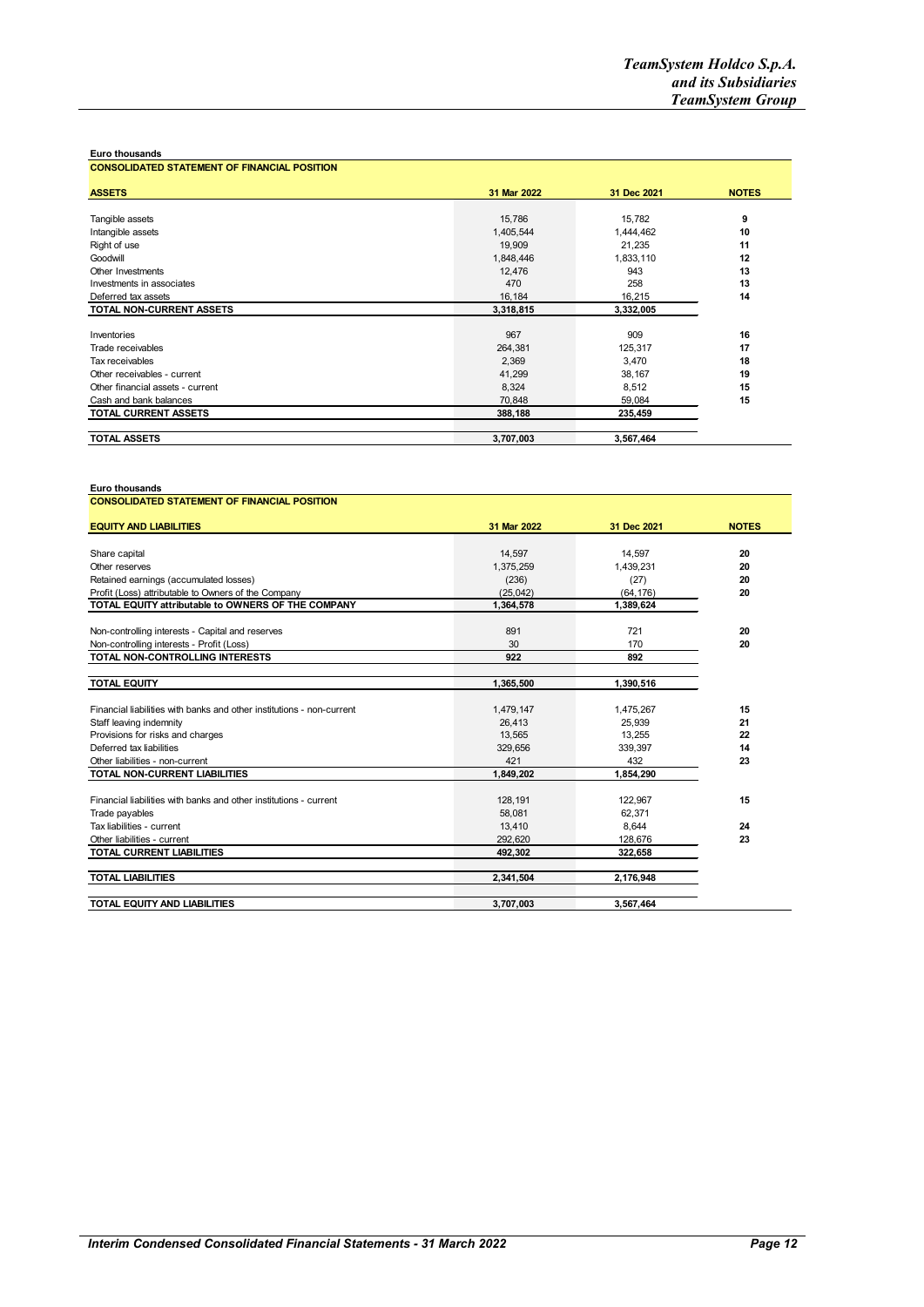**Euro thousands**

**CONSOLIDATED STATEMENT OF FINANCIAL POSITION**

| **ASSETS** | **31 Mar 2022** | **31 Dec 2021** | **NOTES** |
|---|---|---|---|
| Tangible assets | 15,786 | 15,782 | 9 |
| Intangible assets | 1,405,544 | 1,444,462 | 10 |
| Right of use | 19,909 | 21,235 | 11 |
| Goodwill | 1,848,446 | 1,833,110 | 12 |
| Other Investments | 12,476 | 943 | 13 |
| Investments in associates | 470 | 258 | 13 |
| Deferred tax assets | 16,184 | 16,215 | 14 |
| **TOTAL NON-CURRENT ASSETS** | **3,318,815** | **3,332,005** | |
| Inventories | 967 | 909 | 16 |
| Trade receivables | 264,381 | 125,317 | 17 |
| Tax receivables | 2,369 | 3,470 | 18 |
| Other receivables - current | 41,299 | 38,167 | 19 |
| Other financial assets - current | 8,324 | 8,512 | 15 |
| Cash and bank balances | 70,848 | 59,084 | 15 |
| **TOTAL CURRENT ASSETS** | **388,188** | **235,459** | |
| **TOTAL ASSETS** | **3,707,003** | **3,567,464** | |

**Euro thousands**

**CONSOLIDATED STATEMENT OF FINANCIAL POSITION**

| **EQUITY AND LIABILITIES** | **31 Mar 2022** | **31 Dec 2021** | **NOTES** |
|---|---|---|---|
| Share capital | 14,597 | 14,597 | 20 |
| Other reserves | 1,375,259 | 1,439,231 | 20 |
| Retained earnings (accumulated losses) | (236) | (27) | 20 |
| Profit (Loss) attributable to Owners of the Company | (25,042) | (64,176) | 20 |
| **TOTAL EQUITY attributable to OWNERS OF THE COMPANY** | **1,364,578** | **1,389,624** | |
| Non-controlling interests - Capital and reserves | 891 | 721 | 20 |
| Non-controlling interests - Profit (Loss) | 30 | 170 | 20 |
| **TOTAL NON-CONTROLLING INTERESTS** | **922** | **892** | |
| **TOTAL EQUITY** | **1,365,500** | **1,390,516** | |
| Financial liabilities with banks and other institutions - non-current | 1,479,147 | 1,475,267 | 15 |
| Staff leaving indemnity | 26,413 | 25,939 | 21 |
| Provisions for risks and charges | 13,565 | 13,255 | 22 |
| Deferred tax liabilities | 329,656 | 339,397 | 14 |
| Other liabilities - non-current | 421 | 432 | 23 |
| **TOTAL NON-CURRENT LIABILITIES** | **1,849,202** | **1,854,290** | |
| Financial liabilities with banks and other institutions - current | 128,191 | 122,967 | 15 |
| Trade payables | 58,081 | 62,371 | |
| Tax liabilities - current | 13,410 | 8,644 | 24 |
| Other liabilities - current | 292,620 | 128,676 | 23 |
| **TOTAL CURRENT LIABILITIES** | **492,302** | **322,658** | |
| **TOTAL LIABILITIES** | **2,341,504** | **2,176,948** | |
| **TOTAL EQUITY AND LIABILITIES** | **3,707,003** | **3,567,464** | |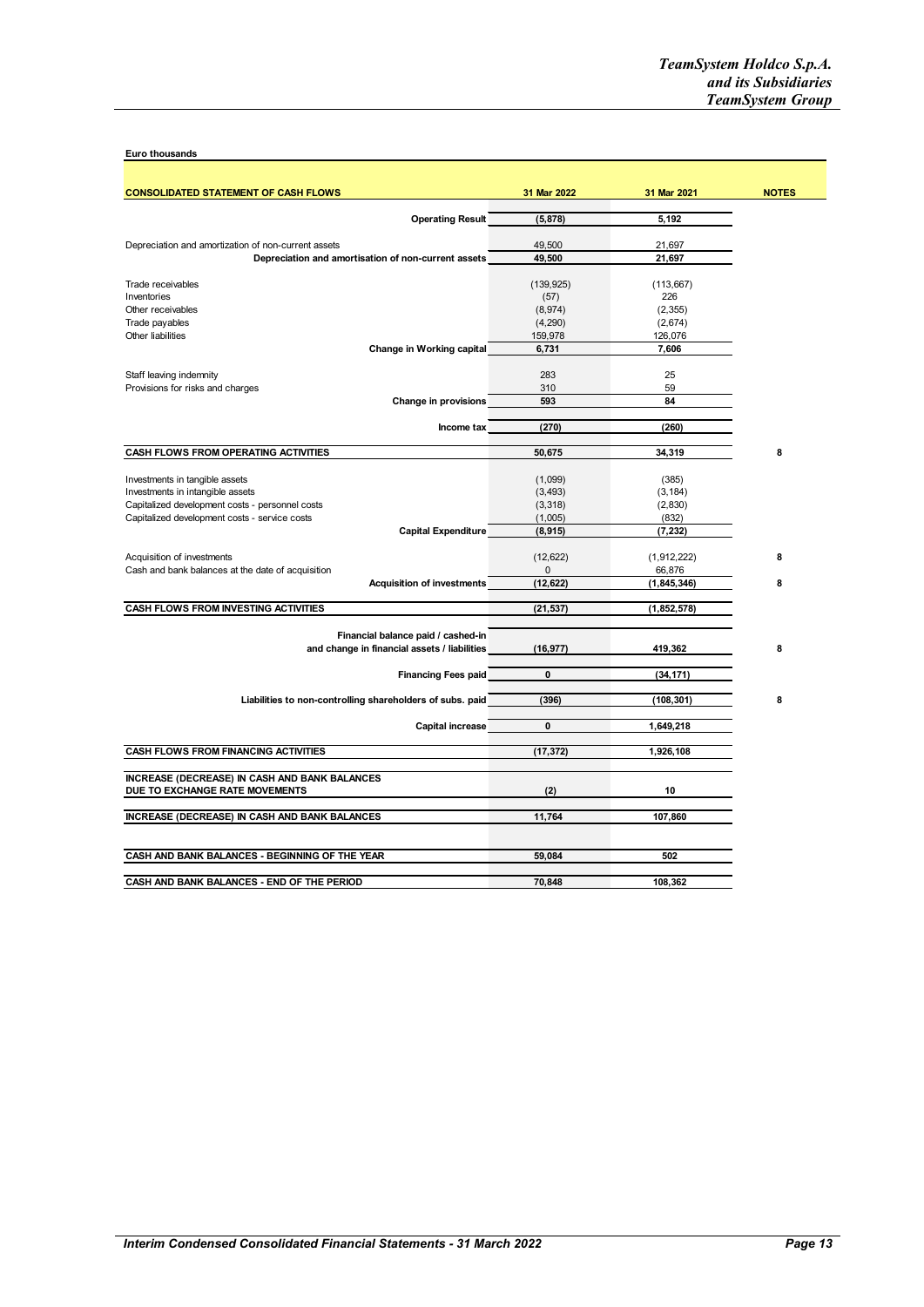Euro thousands

| CONSOLIDATED STATEMENT OF CASH FLOWS | 31 Mar 2022 | 31 Mar 2021 | NOTES |
|---|---|---|---|
| **Operating Result** | **(5,878)** | **5,192** | |
| Depreciation and amortization of non-current assets | 49,500 | 21,697 | |
| **Depreciation and amortisation of non-current assets** | **49,500** | **21,697** | |
| Trade receivables | (139,925) | (113,667) | |
| Inventories | (57) | 226 | |
| Other receivables | (8,974) | (2,355) | |
| Trade payables | (4,290) | (2,674) | |
| Other liabilities | 159,978 | 126,076 | |
| **Change in Working capital** | **6,731** | **7,606** | |
| Staff leaving indemnity | 283 | 25 | |
| Provisions for risks and charges | 310 | 59 | |
| **Change in provisions** | **593** | **84** | |
| **Income tax** | **(270)** | **(260)** | |
| **CASH FLOWS FROM OPERATING ACTIVITIES** | **50,675** | **34,319** | **8** |
| Investments in tangible assets | (1,099) | (385) | |
| Investments in intangible assets | (3,493) | (3,184) | |
| Capitalized development costs - personnel costs | (3,318) | (2,830) | |
| Capitalized development costs - service costs | (1,005) | (832) | |
| **Capital Expenditure** | **(8,915)** | **(7,232)** | |
| Acquisition of investments | (12,622) | (1,912,222) | **8** |
| Cash and bank balances at the date of acquisition | 0 | 66,876 | |
| **Acquisition of investments** | **(12,622)** | **(1,845,346)** | **8** |
| **CASH FLOWS FROM INVESTING ACTIVITIES** | **(21,537)** | **(1,852,578)** | |
| **Financial balance paid / cashed-in and change in financial assets / liabilities** | **(16,977)** | **419,362** | **8** |
| **Financing Fees paid** | **0** | **(34,171)** | |
| **Liabilities to non-controlling shareholders of subs. paid** | **(396)** | **(108,301)** | **8** |
| **Capital increase** | **0** | **1,649,218** | |
| **CASH FLOWS FROM FINANCING ACTIVITIES** | **(17,372)** | **1,926,108** | |
| **INCREASE (DECREASE) IN CASH AND BANK BALANCES DUE TO EXCHANGE RATE MOVEMENTS** | **(2)** | **10** | |
| **INCREASE (DECREASE) IN CASH AND BANK BALANCES** | **11,764** | **107,860** | |
| **CASH AND BANK BALANCES - BEGINNING OF THE YEAR** | **59,084** | **502** | |
| **CASH AND BANK BALANCES - END OF THE PERIOD** | **70,848** | **108,362** | |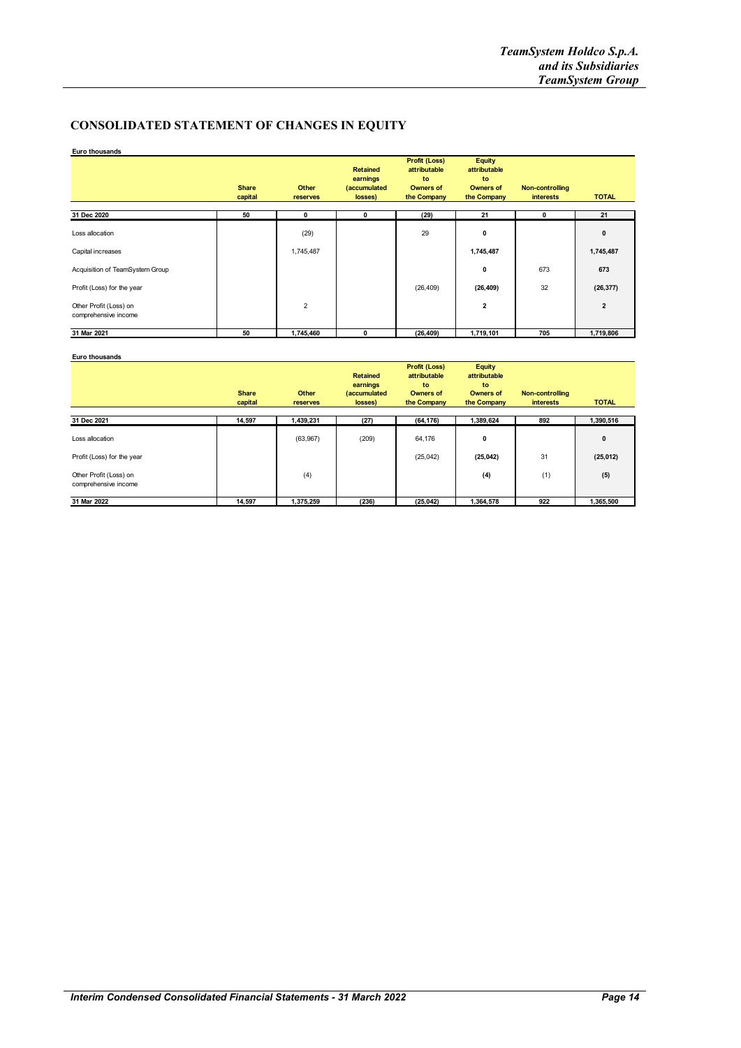## CONSOLIDATED STATEMENT OF CHANGES IN EQUITY

**Euro thousands**

| | Share capital | Other reserves | Retained earnings (accumulated losses) | Profit (Loss) attributable to Owners of the Company | Equity attributable to Owners of the Company | Non-controlling interests | TOTAL |
|---|---|---|---|---|---|---|---|
| **31 Dec 2020** | **50** | **0** | **0** | **(29)** | **21** | **0** | **21** |
| Loss allocation | | (29) | | 29 | **0** | | **0** |
| Capital increases | | 1,745,487 | | | **1,745,487** | | **1,745,487** |
| Acquisition of TeamSystem Group | | | | | **0** | 673 | **673** |
| Profit (Loss) for the year | | | | (26,409) | **(26,409)** | 32 | **(26,377)** |
| Other Profit (Loss) on comprehensive income | | 2 | | | **2** | | **2** |
| **31 Mar 2021** | **50** | **1,745,460** | **0** | **(26,409)** | **1,719,101** | **705** | **1,719,806** |

**Euro thousands**

| | Share capital | Other reserves | Retained earnings (accumulated losses) | Profit (Loss) attributable to Owners of the Company | Equity attributable to Owners of the Company | Non-controlling interests | TOTAL |
|---|---|---|---|---|---|---|---|
| **31 Dec 2021** | **14,597** | **1,439,231** | **(27)** | **(64,176)** | **1,389,624** | **892** | **1,390,516** |
| Loss allocation | | (63,967) | (209) | 64,176 | **0** | | **0** |
| Profit (Loss) for the year | | | | (25,042) | **(25,042)** | 31 | **(25,012)** |
| Other Profit (Loss) on comprehensive income | | (4) | | | **(4)** | (1) | **(5)** |
| **31 Mar 2022** | **14,597** | **1,375,259** | **(236)** | **(25,042)** | **1,364,578** | **922** | **1,365,500** |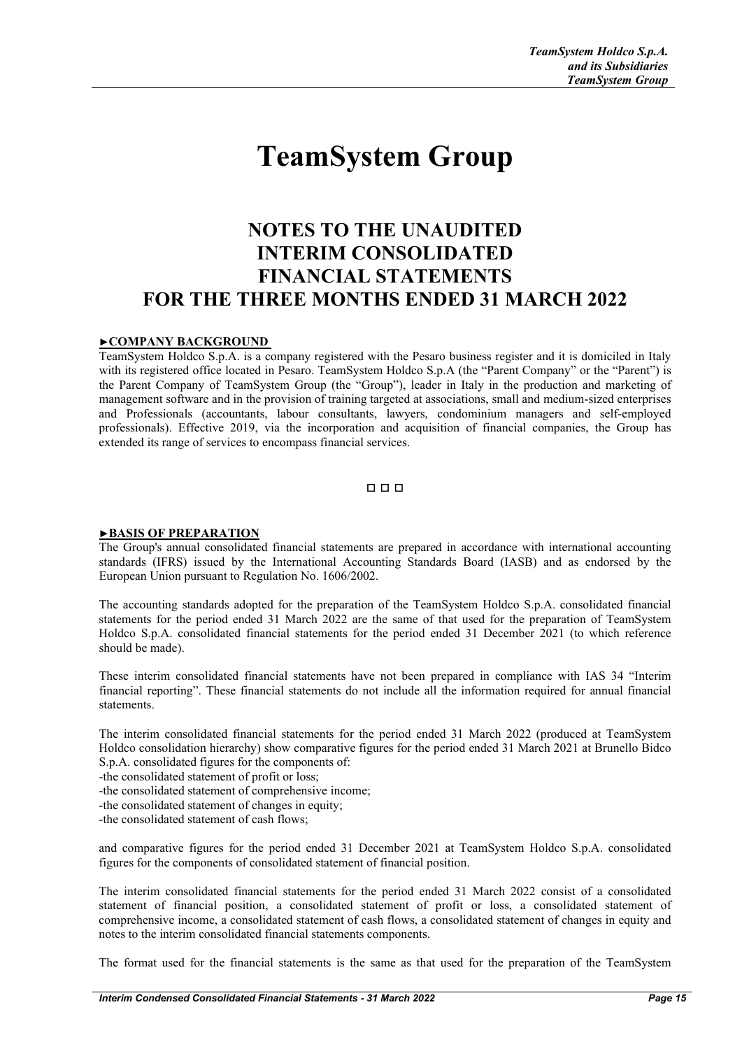# TeamSystem Group

## NOTES TO THE UNAUDITED INTERIM CONSOLIDATED FINANCIAL STATEMENTS FOR THE THREE MONTHS ENDED 31 MARCH 2022

### ►COMPANY BACKGROUND

TeamSystem Holdco S.p.A. is a company registered with the Pesaro business register and it is domiciled in Italy with its registered office located in Pesaro. TeamSystem Holdco S.p.A (the "Parent Company" or the "Parent") is the Parent Company of TeamSystem Group (the "Group"), leader in Italy in the production and marketing of management software and in the provision of training targeted at associations, small and medium-sized enterprises and Professionals (accountants, labour consultants, lawyers, condominium managers and self-employed professionals). Effective 2019, via the incorporation and acquisition of financial companies, the Group has extended its range of services to encompass financial services.

□ □ □

### ►BASIS OF PREPARATION

The Group's annual consolidated financial statements are prepared in accordance with international accounting standards (IFRS) issued by the International Accounting Standards Board (IASB) and as endorsed by the European Union pursuant to Regulation No. 1606/2002.

The accounting standards adopted for the preparation of the TeamSystem Holdco S.p.A. consolidated financial statements for the period ended 31 March 2022 are the same of that used for the preparation of TeamSystem Holdco S.p.A. consolidated financial statements for the period ended 31 December 2021 (to which reference should be made).

These interim consolidated financial statements have not been prepared in compliance with IAS 34 "Interim financial reporting". These financial statements do not include all the information required for annual financial statements.

The interim consolidated financial statements for the period ended 31 March 2022 (produced at TeamSystem Holdco consolidation hierarchy) show comparative figures for the period ended 31 March 2021 at Brunello Bidco S.p.A. consolidated figures for the components of:

-the consolidated statement of profit or loss;
-the consolidated statement of comprehensive income;
-the consolidated statement of changes in equity;
-the consolidated statement of cash flows;

and comparative figures for the period ended 31 December 2021 at TeamSystem Holdco S.p.A. consolidated figures for the components of consolidated statement of financial position.

The interim consolidated financial statements for the period ended 31 March 2022 consist of a consolidated statement of financial position, a consolidated statement of profit or loss, a consolidated statement of comprehensive income, a consolidated statement of cash flows, a consolidated statement of changes in equity and notes to the interim consolidated financial statements components.

The format used for the financial statements is the same as that used for the preparation of the TeamSystem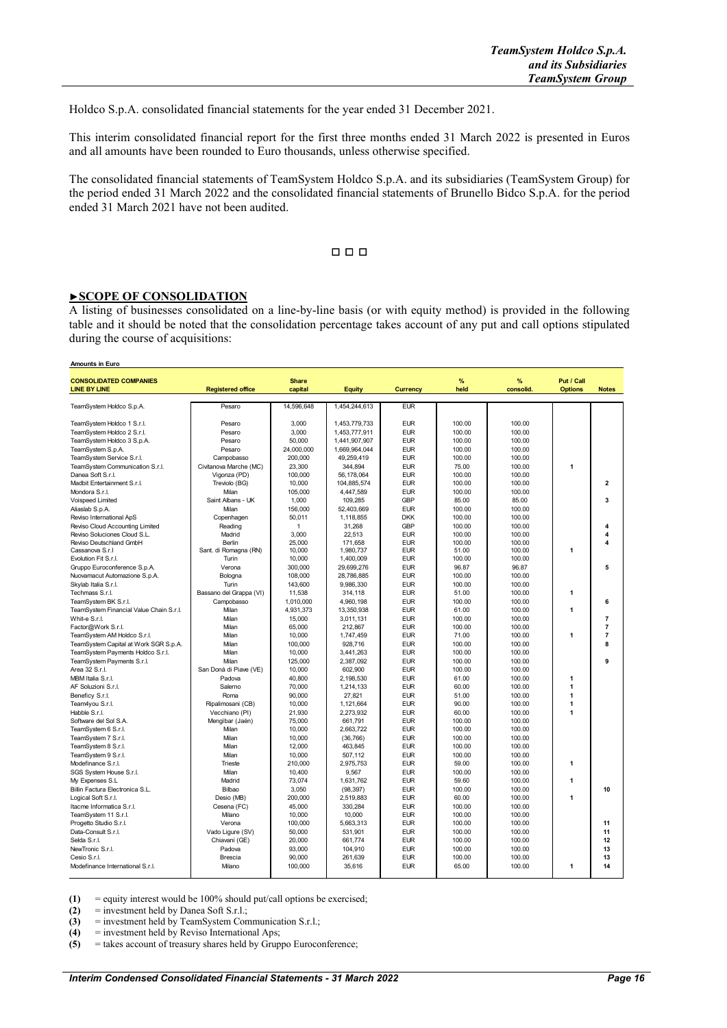Holdco S.p.A. consolidated financial statements for the year ended 31 December 2021.

This interim consolidated financial report for the first three months ended 31 March 2022 is presented in Euros and all amounts have been rounded to Euro thousands, unless otherwise specified.

The consolidated financial statements of TeamSystem Holdco S.p.A. and its subsidiaries (TeamSystem Group) for the period ended 31 March 2022 and the consolidated financial statements of Brunello Bidco S.p.A. for the period ended 31 March 2021 have not been audited.

□ □ □

## ►SCOPE OF CONSOLIDATION

A listing of businesses consolidated on a line-by-line basis (or with equity method) is provided in the following table and it should be noted that the consolidation percentage takes account of any put and call options stipulated during the course of acquisitions:

**Amounts in Euro**

| CONSOLIDATED COMPANIES LINE BY LINE | Registered office | Share capital | Equity | Currency | % held | % consolid. | Put / Call Options | Notes |
|---|---|---|---|---|---|---|---|---|
| TeamSystem Holdco S.p.A. | Pesaro | 14,596,648 | 1,454,244,613 | EUR | | | | |
| TeamSystem Holdco 1 S.r.l. | Pesaro | 3,000 | 1,453,779,733 | EUR | 100.00 | 100.00 | | |
| TeamSystem Holdco 2 S.r.l. | Pesaro | 3,000 | 1,453,777,911 | EUR | 100.00 | 100.00 | | |
| TeamSystem Holdco 3 S.p.A. | Pesaro | 50,000 | 1,441,907,907 | EUR | 100.00 | 100.00 | | |
| TeamSystem S.p.A. | Pesaro | 24,000,000 | 1,669,964,044 | EUR | 100.00 | 100.00 | | |
| TeamSystem Service S.r.l. | Campobasso | 200,000 | 49,259,419 | EUR | 100.00 | 100.00 | | |
| TeamSystem Communication S.r.l. | Civitanova Marche (MC) | 23,300 | 344,894 | EUR | 75.00 | 100.00 | 1 | |
| Danea Soft S.r.l. | Vigonza (PD) | 100,000 | 56,178,064 | EUR | 100.00 | 100.00 | | |
| Madbit Entertainment S.r.l. | Treviolo (BG) | 10,000 | 104,885,574 | EUR | 100.00 | 100.00 | | 2 |
| Mondora S.r.l. | Milan | 105,000 | 4,447,589 | EUR | 100.00 | 100.00 | | |
| Voispeed Limited | Saint Albans - UK | 1,000 | 109,285 | GBP | 85.00 | 85.00 | | 3 |
| Aliaslab S.p.A. | Milan | 156,000 | 52,403,669 | EUR | 100.00 | 100.00 | | |
| Reviso International ApS | Copenhagen | 50,011 | 1,118,855 | DKK | 100.00 | 100.00 | | |
| Reviso Cloud Accounting Limited | Reading | 1 | 31,268 | GBP | 100.00 | 100.00 | | 4 |
| Reviso Soluciones Cloud S.L. | Madrid | 3,000 | 22,513 | EUR | 100.00 | 100.00 | | 4 |
| Reviso Deutschland GmbH | Berlin | 25,000 | 171,658 | EUR | 100.00 | 100.00 | | 4 |
| Cassanova S.r.l | Sant. di Romagna (RN) | 10,000 | 1,980,737 | EUR | 51.00 | 100.00 | 1 | |
| Evolution Fit S.r.l. | Turin | 10,000 | 1,400,009 | EUR | 100.00 | 100.00 | | |
| Gruppo Euroconference S.p.A. | Verona | 300,000 | 29,699,276 | EUR | 96.87 | 96.87 | | 5 |
| Nuovamacut Automazione S.p.A. | Bologna | 108,000 | 28,786,885 | EUR | 100.00 | 100.00 | | |
| Skylab Italia S.r.l. | Turin | 143,600 | 9,986,330 | EUR | 100.00 | 100.00 | | |
| Techmass S.r.l. | Bassano del Grappa (VI) | 11,538 | 314,118 | EUR | 51.00 | 100.00 | 1 | |
| TeamSystem BK S.r.l. | Campobasso | 1,010,000 | 4,960,198 | EUR | 100.00 | 100.00 | | 6 |
| TeamSystem Financial Value Chain S.r.l. | Milan | 4,931,373 | 13,350,938 | EUR | 61.00 | 100.00 | 1 | |
| Whit-e S.r.l. | Milan | 15,000 | 3,011,131 | EUR | 100.00 | 100.00 | | 7 |
| Factor@Work S.r.l. | Milan | 65,000 | 212,867 | EUR | 100.00 | 100.00 | | 7 |
| TeamSystem AM Holdco S.r.l. | Milan | 10,000 | 1,747,459 | EUR | 71.00 | 100.00 | 1 | 7 |
| TeamSystem Capital at Work SGR S.p.A. | Milan | 100,000 | 928,716 | EUR | 100.00 | 100.00 | | 8 |
| TeamSystem Payments Holdco S.r.l. | Milan | 10,000 | 3,441,263 | EUR | 100.00 | 100.00 | | |
| TeamSystem Payments S.r.l. | Milan | 125,000 | 2,387,092 | EUR | 100.00 | 100.00 | | 9 |
| Area 32 S.r.l. | San Donà di Piave (VE) | 10,000 | 602,900 | EUR | 100.00 | 100.00 | | |
| MBM Italia S.r.l. | Padova | 40,800 | 2,198,530 | EUR | 61.00 | 100.00 | 1 | |
| AF Soluzioni S.r.l. | Salerno | 70,000 | 1,214,133 | EUR | 60.00 | 100.00 | 1 | |
| Beneficy S.r.l. | Roma | 90,000 | 27,821 | EUR | 51.00 | 100.00 | 1 | |
| Team4you S.r.l. | Ripalimosani (CB) | 10,000 | 1,121,664 | EUR | 90.00 | 100.00 | 1 | |
| Habble S.r.l. | Vecchiano (PI) | 21,930 | 2,273,932 | EUR | 60.00 | 100.00 | 1 | |
| Software del Sol S.A. | Mengibar (Jaén) | 75,000 | 661,791 | EUR | 100.00 | 100.00 | | |
| TeamSystem 6 S.r.l. | Milan | 10,000 | 2,663,722 | EUR | 100.00 | 100.00 | | |
| TeamSystem 7 S.r.l. | Milan | 10,000 | (36,766) | EUR | 100.00 | 100.00 | | |
| TeamSystem 8 S.r.l. | Milan | 12,000 | 463,845 | EUR | 100.00 | 100.00 | | |
| TeamSystem 9 S.r.l. | Milan | 10,000 | 507,112 | EUR | 100.00 | 100.00 | | |
| Modefinance S.r.l. | Trieste | 210,000 | 2,975,753 | EUR | 59.00 | 100.00 | 1 | |
| SGS System House S.r.l. | Milan | 10,400 | 9,567 | EUR | 100.00 | 100.00 | | |
| My Expenses S.L | Madrid | 73,074 | 1,631,762 | EUR | 59.60 | 100.00 | 1 | |
| Billin Factura Electronica S.L. | Bilbao | 3,050 | (98,397) | EUR | 100.00 | 100.00 | | 10 |
| Logical Soft S.r.l. | Desio (MB) | 200,000 | 2,519,883 | EUR | 60.00 | 100.00 | 1 | |
| Itacme Informatica S.r.l. | Cesena (FC) | 45,000 | 330,284 | EUR | 100.00 | 100.00 | | |
| TeamSystem 11 S.r.l. | Milano | 10,000 | 10,000 | EUR | 100.00 | 100.00 | | |
| Progetto Studio S.r.l. | Verona | 100,000 | 5,663,313 | EUR | 100.00 | 100.00 | | 11 |
| Data-Consult S.r.l. | Vado Ligure (SV) | 50,000 | 531,901 | EUR | 100.00 | 100.00 | | 11 |
| Selda S.r.l. | Chiavani (GE) | 20,000 | 661,774 | EUR | 100.00 | 100.00 | | 12 |
| NewTronic S.r.l. | Padova | 93,000 | 104,910 | EUR | 100.00 | 100.00 | | 13 |
| Cesio S.r.l. | Brescia | 90,000 | 261,639 | EUR | 100.00 | 100.00 | | 13 |
| Modefinance International S.r.l. | Milano | 100,000 | 35,616 | EUR | 65.00 | 100.00 | 1 | 14 |

**(1)** = equity interest would be 100% should put/call options be exercised;
**(2)** = investment held by Danea Soft S.r.l.;
**(3)** = investment held by TeamSystem Communication S.r.l.;
**(4)** = investment held by Reviso International Aps;
**(5)** = takes account of treasury shares held by Gruppo Euroconference;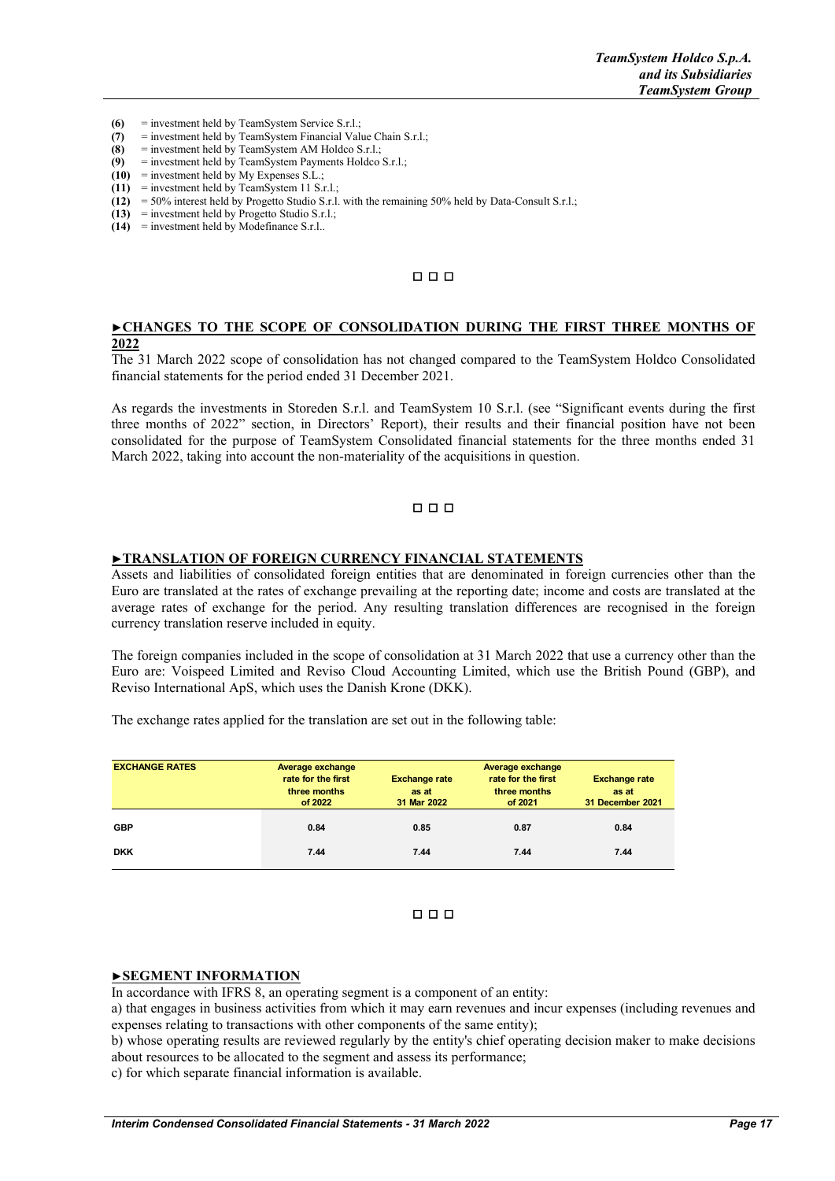**(6)** = investment held by TeamSystem Service S.r.l.;
**(7)** = investment held by TeamSystem Financial Value Chain S.r.l.;
**(8)** = investment held by TeamSystem AM Holdco S.r.l.;
**(9)** = investment held by TeamSystem Payments Holdco S.r.l.;
**(10)** = investment held by My Expenses S.L.;
**(11)** = investment held by TeamSystem 11 S.r.l.;
**(12)** = 50% interest held by Progetto Studio S.r.l. with the remaining 50% held by Data-Consult S.r.l.;
**(13)** = investment held by Progetto Studio S.r.l.;
**(14)** = investment held by Modefinance S.r.l..

□ □ □

## ►CHANGES TO THE SCOPE OF CONSOLIDATION DURING THE FIRST THREE MONTHS OF 2022

The 31 March 2022 scope of consolidation has not changed compared to the TeamSystem Holdco Consolidated financial statements for the period ended 31 December 2021.

As regards the investments in Storeden S.r.l. and TeamSystem 10 S.r.l. (see "Significant events during the first three months of 2022" section, in Directors' Report), their results and their financial position have not been consolidated for the purpose of TeamSystem Consolidated financial statements for the three months ended 31 March 2022, taking into account the non-materiality of the acquisitions in question.

□ □ □

## ►TRANSLATION OF FOREIGN CURRENCY FINANCIAL STATEMENTS

Assets and liabilities of consolidated foreign entities that are denominated in foreign currencies other than the Euro are translated at the rates of exchange prevailing at the reporting date; income and costs are translated at the average rates of exchange for the period. Any resulting translation differences are recognised in the foreign currency translation reserve included in equity.

The foreign companies included in the scope of consolidation at 31 March 2022 that use a currency other than the Euro are: Voispeed Limited and Reviso Cloud Accounting Limited, which use the British Pound (GBP), and Reviso International ApS, which uses the Danish Krone (DKK).

The exchange rates applied for the translation are set out in the following table:

| EXCHANGE RATES | Average exchange rate for the first three months of 2022 | Exchange rate as at 31 Mar 2022 | Average exchange rate for the first three months of 2021 | Exchange rate as at 31 December 2021 |
|---|---|---|---|---|
| GBP | 0.84 | 0.85 | 0.87 | 0.84 |
| DKK | 7.44 | 7.44 | 7.44 | 7.44 |

□ □ □

## ►SEGMENT INFORMATION

In accordance with IFRS 8, an operating segment is a component of an entity:

a) that engages in business activities from which it may earn revenues and incur expenses (including revenues and expenses relating to transactions with other components of the same entity);

b) whose operating results are reviewed regularly by the entity's chief operating decision maker to make decisions about resources to be allocated to the segment and assess its performance;

c) for which separate financial information is available.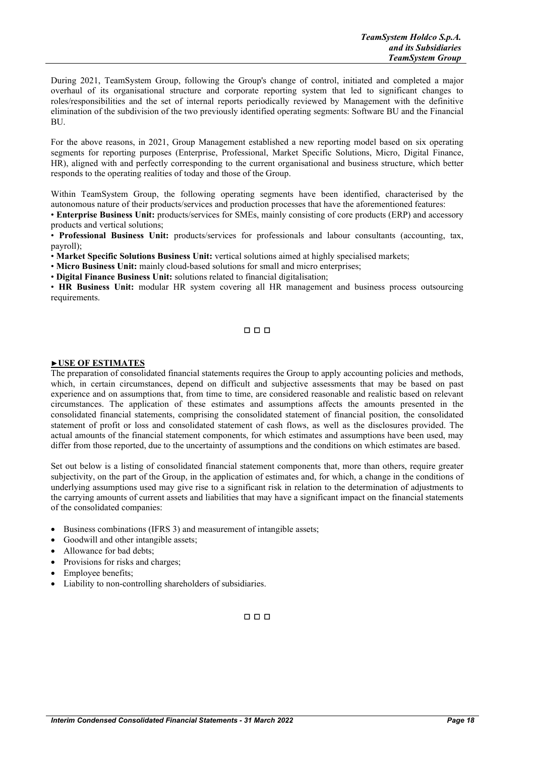During 2021, TeamSystem Group, following the Group's change of control, initiated and completed a major overhaul of its organisational structure and corporate reporting system that led to significant changes to roles/responsibilities and the set of internal reports periodically reviewed by Management with the definitive elimination of the subdivision of the two previously identified operating segments: Software BU and the Financial BU.

For the above reasons, in 2021, Group Management established a new reporting model based on six operating segments for reporting purposes (Enterprise, Professional, Market Specific Solutions, Micro, Digital Finance, HR), aligned with and perfectly corresponding to the current organisational and business structure, which better responds to the operating realities of today and those of the Group.

Within TeamSystem Group, the following operating segments have been identified, characterised by the autonomous nature of their products/services and production processes that have the aforementioned features:

- **Enterprise Business Unit:** products/services for SMEs, mainly consisting of core products (ERP) and accessory products and vertical solutions;
- **Professional Business Unit:** products/services for professionals and labour consultants (accounting, tax, payroll);
- **Market Specific Solutions Business Unit:** vertical solutions aimed at highly specialised markets;
- **Micro Business Unit:** mainly cloud-based solutions for small and micro enterprises;
- **Digital Finance Business Unit:** solutions related to financial digitalisation;
- **HR Business Unit:** modular HR system covering all HR management and business process outsourcing requirements.

◻ ◻ ◻

## ►USE OF ESTIMATES

The preparation of consolidated financial statements requires the Group to apply accounting policies and methods, which, in certain circumstances, depend on difficult and subjective assessments that may be based on past experience and on assumptions that, from time to time, are considered reasonable and realistic based on relevant circumstances. The application of these estimates and assumptions affects the amounts presented in the consolidated financial statements, comprising the consolidated statement of financial position, the consolidated statement of profit or loss and consolidated statement of cash flows, as well as the disclosures provided. The actual amounts of the financial statement components, for which estimates and assumptions have been used, may differ from those reported, due to the uncertainty of assumptions and the conditions on which estimates are based.

Set out below is a listing of consolidated financial statement components that, more than others, require greater subjectivity, on the part of the Group, in the application of estimates and, for which, a change in the conditions of underlying assumptions used may give rise to a significant risk in relation to the determination of adjustments to the carrying amounts of current assets and liabilities that may have a significant impact on the financial statements of the consolidated companies:

- Business combinations (IFRS 3) and measurement of intangible assets;
- Goodwill and other intangible assets;
- Allowance for bad debts;
- Provisions for risks and charges;
- Employee benefits;
- Liability to non-controlling shareholders of subsidiaries.

◻ ◻ ◻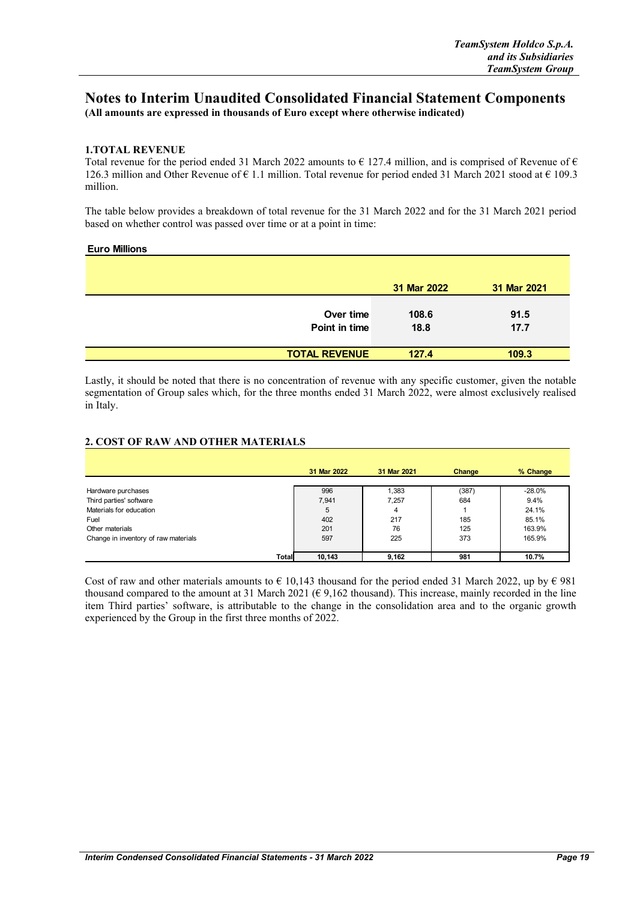# Notes to Interim Unaudited Consolidated Financial Statement Components

**(All amounts are expressed in thousands of Euro except where otherwise indicated)**

## 1.TOTAL REVENUE

Total revenue for the period ended 31 March 2022 amounts to € 127.4 million, and is comprised of Revenue of € 126.3 million and Other Revenue of € 1.1 million. Total revenue for period ended 31 March 2021 stood at € 109.3 million.

The table below provides a breakdown of total revenue for the 31 March 2022 and for the 31 March 2021 period based on whether control was passed over time or at a point in time:

**Euro Millions**

| | 31 Mar 2022 | 31 Mar 2021 |
|---|---|---|
| Over time | 108.6 | 91.5 |
| Point in time | 18.8 | 17.7 |
| **TOTAL REVENUE** | **127.4** | **109.3** |

Lastly, it should be noted that there is no concentration of revenue with any specific customer, given the notable segmentation of Group sales which, for the three months ended 31 March 2022, were almost exclusively realised in Italy.

## 2. COST OF RAW AND OTHER MATERIALS

| | 31 Mar 2022 | 31 Mar 2021 | Change | % Change |
|---|---|---|---|---|
| Hardware purchases | 996 | 1,383 | (387) | -28.0% |
| Third parties' software | 7,941 | 7,257 | 684 | 9.4% |
| Materials for education | 5 | 4 | 1 | 24.1% |
| Fuel | 402 | 217 | 185 | 85.1% |
| Other materials | 201 | 76 | 125 | 163.9% |
| Change in inventory of raw materials | 597 | 225 | 373 | 165.9% |
| **Total** | **10,143** | **9,162** | **981** | **10.7%** |

Cost of raw and other materials amounts to € 10,143 thousand for the period ended 31 March 2022, up by € 981 thousand compared to the amount at 31 March 2021 (€ 9,162 thousand). This increase, mainly recorded in the line item Third parties' software, is attributable to the change in the consolidation area and to the organic growth experienced by the Group in the first three months of 2022.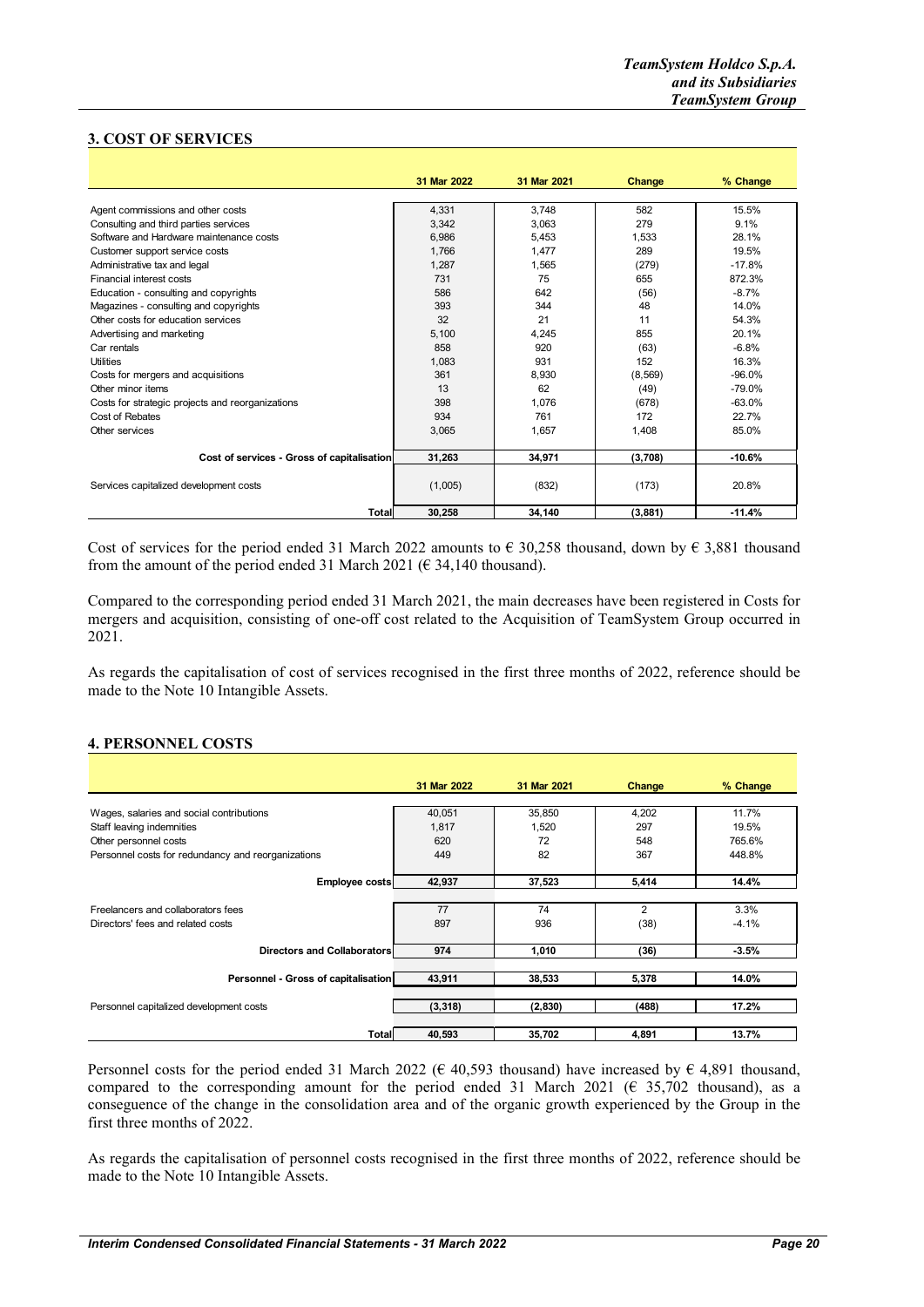## 3. COST OF SERVICES

| | 31 Mar 2022 | 31 Mar 2021 | Change | % Change |
|---|---|---|---|---|
| Agent commissions and other costs | 4,331 | 3,748 | 582 | 15.5% |
| Consulting and third parties services | 3,342 | 3,063 | 279 | 9.1% |
| Software and Hardware maintenance costs | 6,986 | 5,453 | 1,533 | 28.1% |
| Customer support service costs | 1,766 | 1,477 | 289 | 19.5% |
| Administrative tax and legal | 1,287 | 1,565 | (279) | -17.8% |
| Financial interest costs | 731 | 75 | 655 | 872.3% |
| Education - consulting and copyrights | 586 | 642 | (56) | -8.7% |
| Magazines - consulting and copyrights | 393 | 344 | 48 | 14.0% |
| Other costs for education services | 32 | 21 | 11 | 54.3% |
| Advertising and marketing | 5,100 | 4,245 | 855 | 20.1% |
| Car rentals | 858 | 920 | (63) | -6.8% |
| Utilities | 1,083 | 931 | 152 | 16.3% |
| Costs for mergers and acquisitions | 361 | 8,930 | (8,569) | -96.0% |
| Other minor items | 13 | 62 | (49) | -79.0% |
| Costs for strategic projects and reorganizations | 398 | 1,076 | (678) | -63.0% |
| Cost of Rebates | 934 | 761 | 172 | 22.7% |
| Other services | 3,065 | 1,657 | 1,408 | 85.0% |
| **Cost of services - Gross of capitalisation** | **31,263** | **34,971** | **(3,708)** | **-10.6%** |
| Services capitalized development costs | (1,005) | (832) | (173) | 20.8% |
| **Total** | **30,258** | **34,140** | **(3,881)** | **-11.4%** |

Cost of services for the period ended 31 March 2022 amounts to € 30,258 thousand, down by € 3,881 thousand from the amount of the period ended 31 March 2021 (€ 34,140 thousand).

Compared to the corresponding period ended 31 March 2021, the main decreases have been registered in Costs for mergers and acquisition, consisting of one-off cost related to the Acquisition of TeamSystem Group occurred in 2021.

As regards the capitalisation of cost of services recognised in the first three months of 2022, reference should be made to the Note 10 Intangible Assets.

## 4. PERSONNEL COSTS

| | 31 Mar 2022 | 31 Mar 2021 | Change | % Change |
|---|---|---|---|---|
| Wages, salaries and social contributions | 40,051 | 35,850 | 4,202 | 11.7% |
| Staff leaving indemnities | 1,817 | 1,520 | 297 | 19.5% |
| Other personnel costs | 620 | 72 | 548 | 765.6% |
| Personnel costs for redundancy and reorganizations | 449 | 82 | 367 | 448.8% |
| **Employee costs** | **42,937** | **37,523** | **5,414** | **14.4%** |
| Freelancers and collaborators fees | 77 | 74 | 2 | 3.3% |
| Directors' fees and related costs | 897 | 936 | (38) | -4.1% |
| **Directors and Collaborators** | **974** | **1,010** | **(36)** | **-3.5%** |
| **Personnel - Gross of capitalisation** | **43,911** | **38,533** | **5,378** | **14.0%** |
| Personnel capitalized development costs | (3,318) | (2,830) | (488) | 17.2% |
| **Total** | **40,593** | **35,702** | **4,891** | **13.7%** |

Personnel costs for the period ended 31 March 2022 (€ 40,593 thousand) have increased by € 4,891 thousand, compared to the corresponding amount for the period ended 31 March 2021 (€ 35,702 thousand), as a consequence of the change in the consolidation area and of the organic growth experienced by the Group in the first three months of 2022.

As regards the capitalisation of personnel costs recognised in the first three months of 2022, reference should be made to the Note 10 Intangible Assets.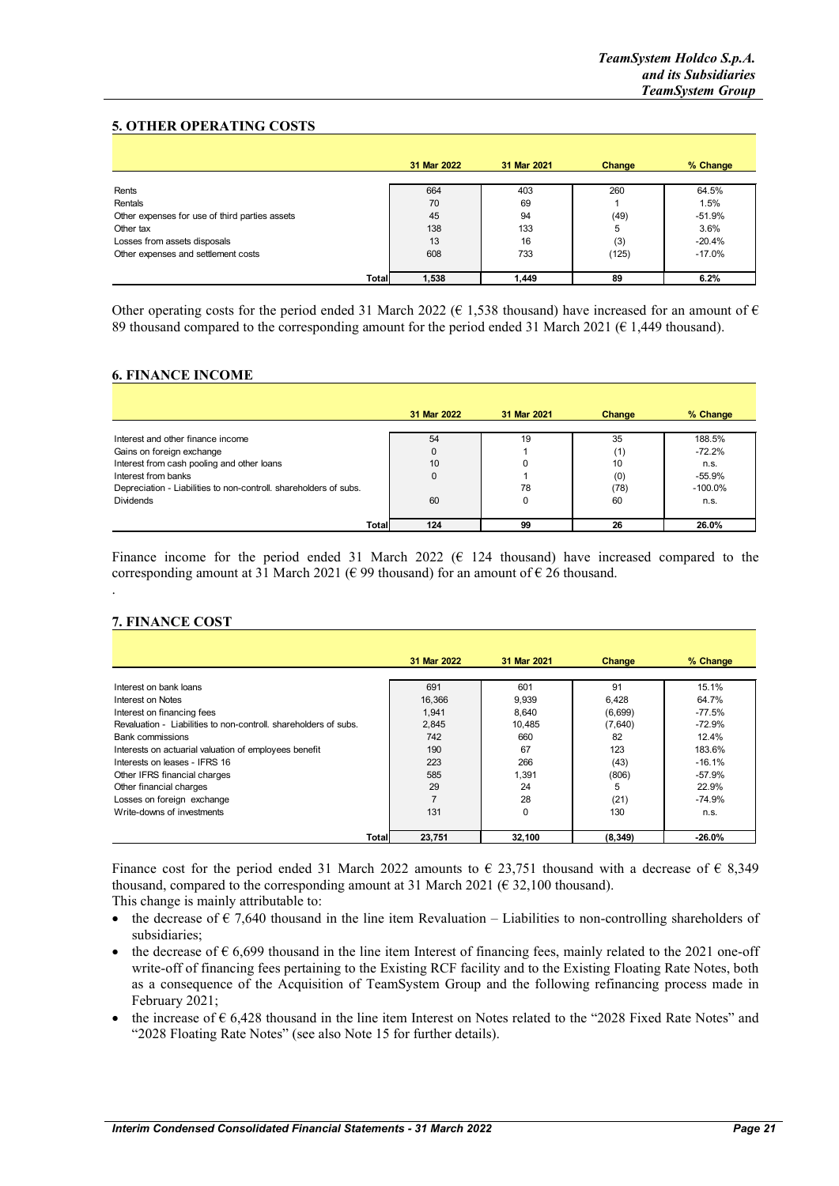## 5. OTHER OPERATING COSTS

| | 31 Mar 2022 | 31 Mar 2021 | Change | % Change |
|---|---|---|---|---|
| Rents | 664 | 403 | 260 | 64.5% |
| Rentals | 70 | 69 | 1 | 1.5% |
| Other expenses for use of third parties assets | 45 | 94 | (49) | -51.9% |
| Other tax | 138 | 133 | 5 | 3.6% |
| Losses from assets disposals | 13 | 16 | (3) | -20.4% |
| Other expenses and settlement costs | 608 | 733 | (125) | -17.0% |
| **Total** | **1,538** | **1,449** | **89** | **6.2%** |

Other operating costs for the period ended 31 March 2022 (€ 1,538 thousand) have increased for an amount of € 89 thousand compared to the corresponding amount for the period ended 31 March 2021 (€ 1,449 thousand).

## 6. FINANCE INCOME

| | 31 Mar 2022 | 31 Mar 2021 | Change | % Change |
|---|---|---|---|---|
| Interest and other finance income | 54 | 19 | 35 | 188.5% |
| Gains on foreign exchange | 0 | 1 | (1) | -72.2% |
| Interest from cash pooling and other loans | 10 | 0 | 10 | n.s. |
| Interest from banks | 0 | 1 | (0) | -55.9% |
| Depreciation - Liabilities to non-controll. shareholders of subs. | | 78 | (78) | -100.0% |
| Dividends | 60 | 0 | 60 | n.s. |
| **Total** | **124** | **99** | **26** | **26.0%** |

Finance income for the period ended 31 March 2022 (€ 124 thousand) have increased compared to the corresponding amount at 31 March 2021 (€ 99 thousand) for an amount of € 26 thousand.

.

## 7. FINANCE COST

| | 31 Mar 2022 | 31 Mar 2021 | Change | % Change |
|---|---|---|---|---|
| Interest on bank loans | 691 | 601 | 91 | 15.1% |
| Interest on Notes | 16,366 | 9,939 | 6,428 | 64.7% |
| Interest on financing fees | 1,941 | 8,640 | (6,699) | -77.5% |
| Revaluation - Liabilities to non-controll. shareholders of subs. | 2,845 | 10,485 | (7,640) | -72.9% |
| Bank commissions | 742 | 660 | 82 | 12.4% |
| Interests on actuarial valuation of employees benefit | 190 | 67 | 123 | 183.6% |
| Interests on leases - IFRS 16 | 223 | 266 | (43) | -16.1% |
| Other IFRS financial charges | 585 | 1,391 | (806) | -57.9% |
| Other financial charges | 29 | 24 | 5 | 22.9% |
| Losses on foreign exchange | 7 | 28 | (21) | -74.9% |
| Write-downs of investments | 131 | 0 | 130 | n.s. |
| **Total** | **23,751** | **32,100** | **(8,349)** | **-26.0%** |

Finance cost for the period ended 31 March 2022 amounts to € 23,751 thousand with a decrease of € 8,349 thousand, compared to the corresponding amount at 31 March 2021 (€ 32,100 thousand).
This change is mainly attributable to:

- the decrease of € 7,640 thousand in the line item Revaluation – Liabilities to non-controlling shareholders of subsidiaries;
- the decrease of € 6,699 thousand in the line item Interest of financing fees, mainly related to the 2021 one-off write-off of financing fees pertaining to the Existing RCF facility and to the Existing Floating Rate Notes, both as a consequence of the Acquisition of TeamSystem Group and the following refinancing process made in February 2021;
- the increase of € 6,428 thousand in the line item Interest on Notes related to the "2028 Fixed Rate Notes" and "2028 Floating Rate Notes" (see also Note 15 for further details).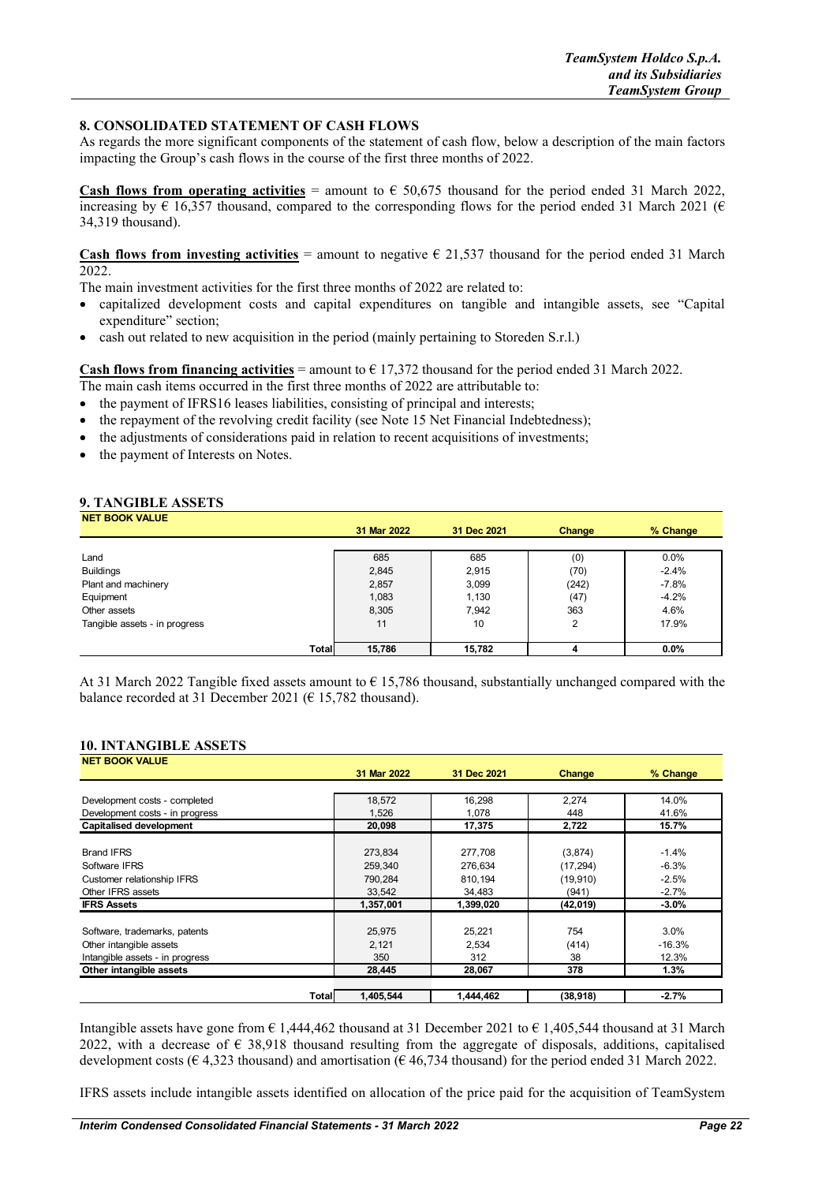## 8. CONSOLIDATED STATEMENT OF CASH FLOWS

As regards the more significant components of the statement of cash flow, below a description of the main factors impacting the Group's cash flows in the course of the first three months of 2022.

**Cash flows from operating activities** = amount to € 50,675 thousand for the period ended 31 March 2022, increasing by € 16,357 thousand, compared to the corresponding flows for the period ended 31 March 2021 (€ 34,319 thousand).

**Cash flows from investing activities** = amount to negative € 21,537 thousand for the period ended 31 March 2022.

The main investment activities for the first three months of 2022 are related to:

- capitalized development costs and capital expenditures on tangible and intangible assets, see "Capital expenditure" section;
- cash out related to new acquisition in the period (mainly pertaining to Storeden S.r.l.)

**Cash flows from financing activities** = amount to € 17,372 thousand for the period ended 31 March 2022.

The main cash items occurred in the first three months of 2022 are attributable to:

- the payment of IFRS16 leases liabilities, consisting of principal and interests;
- the repayment of the revolving credit facility (see Note 15 Net Financial Indebtedness);
- the adjustments of considerations paid in relation to recent acquisitions of investments;
- the payment of Interests on Notes.

## 9. TANGIBLE ASSETS

| NET BOOK VALUE | 31 Mar 2022 | 31 Dec 2021 | Change | % Change |
|---|---|---|---|---|
| Land | 685 | 685 | (0) | 0.0% |
| Buildings | 2,845 | 2,915 | (70) | -2.4% |
| Plant and machinery | 2,857 | 3,099 | (242) | -7.8% |
| Equipment | 1,083 | 1,130 | (47) | -4.2% |
| Other assets | 8,305 | 7,942 | 363 | 4.6% |
| Tangible assets - in progress | 11 | 10 | 2 | 17.9% |
| **Total** | **15,786** | **15,782** | **4** | **0.0%** |

At 31 March 2022 Tangible fixed assets amount to € 15,786 thousand, substantially unchanged compared with the balance recorded at 31 December 2021 (€ 15,782 thousand).

## 10. INTANGIBLE ASSETS

| NET BOOK VALUE | 31 Mar 2022 | 31 Dec 2021 | Change | % Change |
|---|---|---|---|---|
| Development costs - completed | 18,572 | 16,298 | 2,274 | 14.0% |
| Development costs - in progress | 1,526 | 1,078 | 448 | 41.6% |
| **Capitalised development** | **20,098** | **17,375** | **2,722** | **15.7%** |
| Brand IFRS | 273,834 | 277,708 | (3,874) | -1.4% |
| Software IFRS | 259,340 | 276,634 | (17,294) | -6.3% |
| Customer relationship IFRS | 790,284 | 810,194 | (19,910) | -2.5% |
| Other IFRS assets | 33,542 | 34,483 | (941) | -2.7% |
| **IFRS Assets** | **1,357,001** | **1,399,020** | **(42,019)** | **-3.0%** |
| Software, trademarks, patents | 25,975 | 25,221 | 754 | 3.0% |
| Other intangible assets | 2,121 | 2,534 | (414) | -16.3% |
| Intangible assets - in progress | 350 | 312 | 38 | 12.3% |
| **Other intangible assets** | **28,445** | **28,067** | **378** | **1.3%** |
| **Total** | **1,405,544** | **1,444,462** | **(38,918)** | **-2.7%** |

Intangible assets have gone from € 1,444,462 thousand at 31 December 2021 to € 1,405,544 thousand at 31 March 2022, with a decrease of € 38,918 thousand resulting from the aggregate of disposals, additions, capitalised development costs (€ 4,323 thousand) and amortisation (€ 46,734 thousand) for the period ended 31 March 2022.

IFRS assets include intangible assets identified on allocation of the price paid for the acquisition of TeamSystem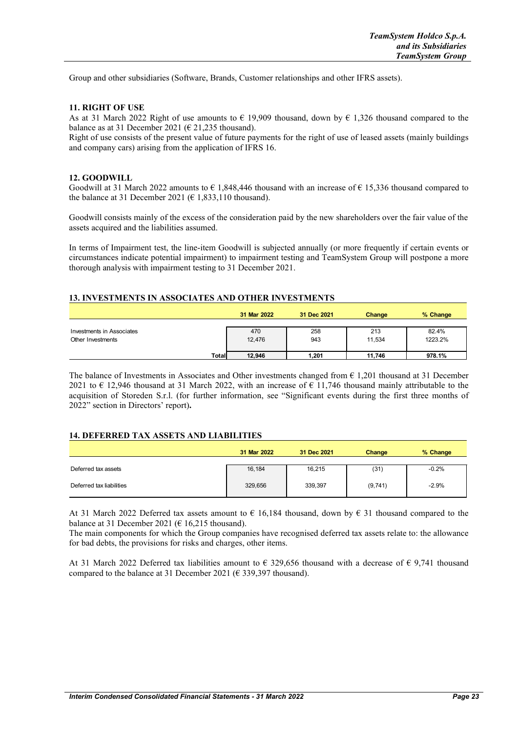Group and other subsidiaries (Software, Brands, Customer relationships and other IFRS assets).

### 11. RIGHT OF USE

As at 31 March 2022 Right of use amounts to € 19,909 thousand, down by € 1,326 thousand compared to the balance as at 31 December 2021 (€ 21,235 thousand).

Right of use consists of the present value of future payments for the right of use of leased assets (mainly buildings and company cars) arising from the application of IFRS 16.

### 12. GOODWILL

Goodwill at 31 March 2022 amounts to € 1,848,446 thousand with an increase of € 15,336 thousand compared to the balance at 31 December 2021 (€ 1,833,110 thousand).

Goodwill consists mainly of the excess of the consideration paid by the new shareholders over the fair value of the assets acquired and the liabilities assumed.

In terms of Impairment test, the line-item Goodwill is subjected annually (or more frequently if certain events or circumstances indicate potential impairment) to impairment testing and TeamSystem Group will postpone a more thorough analysis with impairment testing to 31 December 2021.

### 13. INVESTMENTS IN ASSOCIATES AND OTHER INVESTMENTS

| | 31 Mar 2022 | 31 Dec 2021 | Change | % Change |
|---|---|---|---|---|
| Investments in Associates | 470 | 258 | 213 | 82.4% |
| Other Investments | 12,476 | 943 | 11,534 | 1223.2% |
| **Total** | **12,946** | **1,201** | **11,746** | **978.1%** |

The balance of Investments in Associates and Other investments changed from € 1,201 thousand at 31 December 2021 to € 12,946 thousand at 31 March 2022, with an increase of € 11,746 thousand mainly attributable to the acquisition of Storeden S.r.l. (for further information, see "Significant events during the first three months of 2022" section in Directors' report).

### 14. DEFERRED TAX ASSETS AND LIABILITIES

| | 31 Mar 2022 | 31 Dec 2021 | Change | % Change |
|---|---|---|---|---|
| Deferred tax assets | 16,184 | 16,215 | (31) | -0.2% |
| Deferred tax liabilities | 329,656 | 339,397 | (9,741) | -2.9% |

At 31 March 2022 Deferred tax assets amount to € 16,184 thousand, down by € 31 thousand compared to the balance at 31 December 2021 (€ 16,215 thousand).

The main components for which the Group companies have recognised deferred tax assets relate to: the allowance for bad debts, the provisions for risks and charges, other items.

At 31 March 2022 Deferred tax liabilities amount to € 329,656 thousand with a decrease of € 9,741 thousand compared to the balance at 31 December 2021 (€ 339,397 thousand).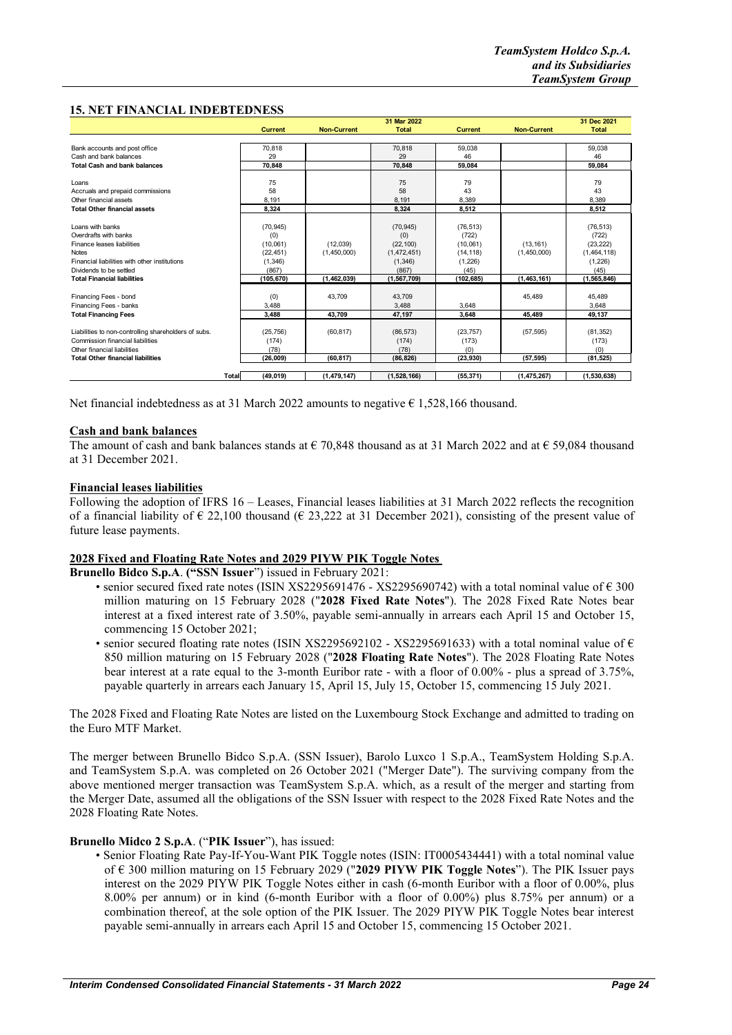## 15. NET FINANCIAL INDEBTEDNESS

| | 31 Mar 2022 | | | 31 Dec 2021 | | |
|---|---|---|---|---|---|---|
| | Current | Non-Current | Total | Current | Non-Current | Total |
| Bank accounts and post office | 70,818 | | 70,818 | 59,038 | | 59,038 |
| Cash and bank balances | 29 | | 29 | 46 | | 46 |
| **Total Cash and bank balances** | **70,848** | | **70,848** | **59,084** | | **59,084** |
| Loans | 75 | | 75 | 79 | | 79 |
| Accruals and prepaid commissions | 58 | | 58 | 43 | | 43 |
| Other financial assets | 8,191 | | 8,191 | 8,389 | | 8,389 |
| **Total Other financial assets** | **8,324** | | **8,324** | **8,512** | | **8,512** |
| Loans with banks | (70,945) | | (70,945) | (76,513) | | (76,513) |
| Overdrafts with banks | (0) | | (0) | (722) | | (722) |
| Finance leases liabilities | (10,061) | (12,039) | (22,100) | (10,061) | (13,161) | (23,222) |
| Notes | (22,451) | (1,450,000) | (1,472,451) | (14,118) | (1,450,000) | (1,464,118) |
| Financial liabilities with other institutions | (1,346) | | (1,346) | (1,226) | | (1,226) |
| Dividends to be settled | (867) | | (867) | (45) | | (45) |
| **Total Financial liabilities** | **(105,670)** | **(1,462,039)** | **(1,567,709)** | **(102,685)** | **(1,463,161)** | **(1,565,846)** |
| Financing Fees - bond | (0) | 43,709 | 43,709 | | 45,489 | 45,489 |
| Financing Fees - banks | 3,488 | | 3,488 | 3,648 | | 3,648 |
| **Total Financing Fees** | **3,488** | **43,709** | **47,197** | **3,648** | **45,489** | **49,137** |
| Liabilities to non-controlling shareholders of subs. | (25,756) | (60,817) | (86,573) | (23,757) | (57,595) | (81,352) |
| Commission financial liabilities | (174) | | (174) | (173) | | (173) |
| Other financial liabilities | (78) | | (78) | (0) | | (0) |
| **Total Other financial liabilities** | **(26,009)** | **(60,817)** | **(86,826)** | **(23,930)** | **(57,595)** | **(81,525)** |
| **Total** | **(49,019)** | **(1,479,147)** | **(1,528,166)** | **(55,371)** | **(1,475,267)** | **(1,530,638)** |

Net financial indebtedness as at 31 March 2022 amounts to negative € 1,528,166 thousand.

**Cash and bank balances**

The amount of cash and bank balances stands at € 70,848 thousand as at 31 March 2022 and at € 59,084 thousand at 31 December 2021.

**Financial leases liabilities**

Following the adoption of IFRS 16 – Leases, Financial leases liabilities at 31 March 2022 reflects the recognition of a financial liability of € 22,100 thousand (€ 23,222 at 31 December 2021), consisting of the present value of future lease payments.

**2028 Fixed and Floating Rate Notes and 2029 PIYW PIK Toggle Notes**

**Brunello Bidco S.p.A**. **("SSN Issuer**") issued in February 2021:

- senior secured fixed rate notes (ISIN XS2295691476 - XS2295690742) with a total nominal value of € 300 million maturing on 15 February 2028 ("**2028 Fixed Rate Notes**"). The 2028 Fixed Rate Notes bear interest at a fixed interest rate of 3.50%, payable semi-annually in arrears each April 15 and October 15, commencing 15 October 2021;
- senior secured floating rate notes (ISIN XS2295692102 - XS2295691633) with a total nominal value of € 850 million maturing on 15 February 2028 ("**2028 Floating Rate Notes**"). The 2028 Floating Rate Notes bear interest at a rate equal to the 3-month Euribor rate - with a floor of 0.00% - plus a spread of 3.75%, payable quarterly in arrears each January 15, April 15, July 15, October 15, commencing 15 July 2021.

The 2028 Fixed and Floating Rate Notes are listed on the Luxembourg Stock Exchange and admitted to trading on the Euro MTF Market.

The merger between Brunello Bidco S.p.A. (SSN Issuer), Barolo Luxco 1 S.p.A., TeamSystem Holding S.p.A. and TeamSystem S.p.A. was completed on 26 October 2021 ("Merger Date"). The surviving company from the above mentioned merger transaction was TeamSystem S.p.A. which, as a result of the merger and starting from the Merger Date, assumed all the obligations of the SSN Issuer with respect to the 2028 Fixed Rate Notes and the 2028 Floating Rate Notes.

**Brunello Midco 2 S.p.A**. ("**PIK Issuer**"), has issued:

- Senior Floating Rate Pay-If-You-Want PIK Toggle notes (ISIN: IT0005434441) with a total nominal value of € 300 million maturing on 15 February 2029 ("**2029 PIYW PIK Toggle Notes**"). The PIK Issuer pays interest on the 2029 PIYW PIK Toggle Notes either in cash (6-month Euribor with a floor of 0.00%, plus 8.00% per annum) or in kind (6-month Euribor with a floor of 0.00%) plus 8.75% per annum) or a combination thereof, at the sole option of the PIK Issuer. The 2029 PIYW PIK Toggle Notes bear interest payable semi-annually in arrears each April 15 and October 15, commencing 15 October 2021.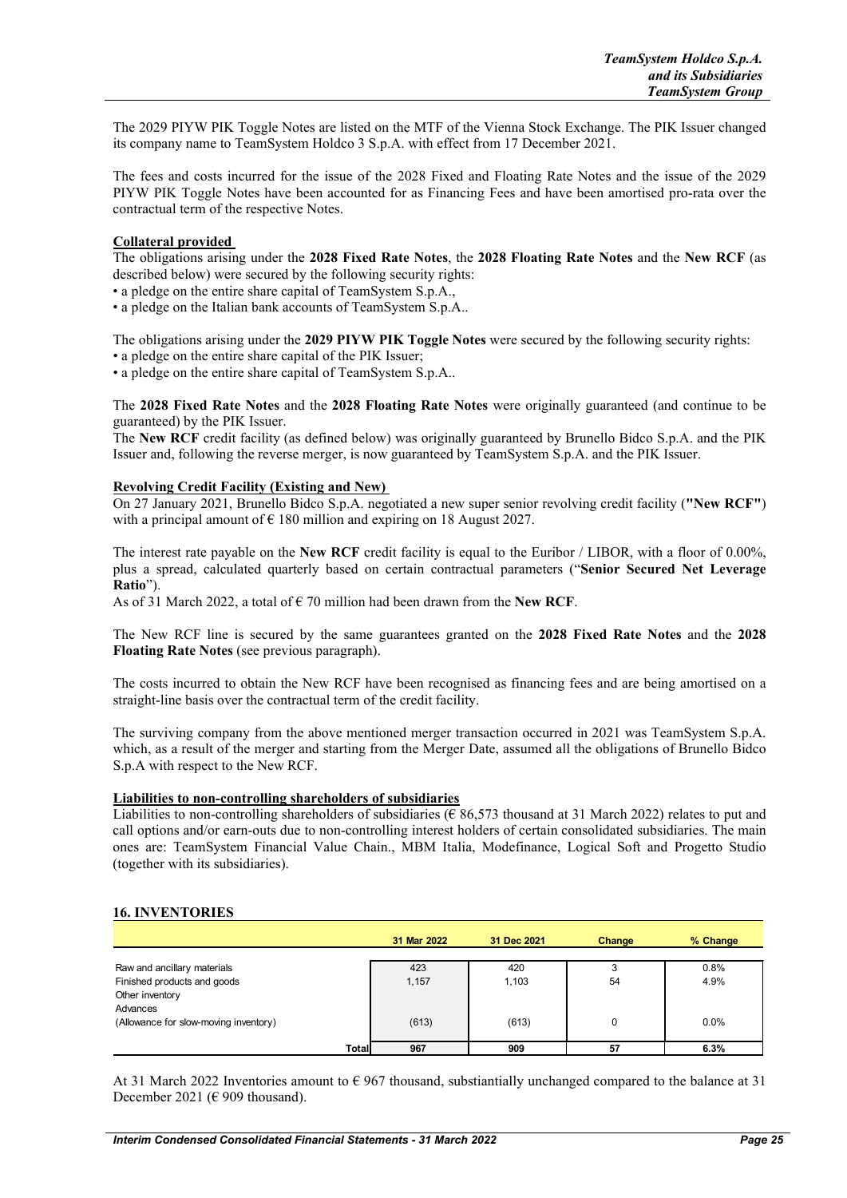The 2029 PIYW PIK Toggle Notes are listed on the MTF of the Vienna Stock Exchange. The PIK Issuer changed its company name to TeamSystem Holdco 3 S.p.A. with effect from 17 December 2021.

The fees and costs incurred for the issue of the 2028 Fixed and Floating Rate Notes and the issue of the 2029 PIYW PIK Toggle Notes have been accounted for as Financing Fees and have been amortised pro-rata over the contractual term of the respective Notes.

**Collateral provided**

The obligations arising under the **2028 Fixed Rate Notes**, the **2028 Floating Rate Notes** and the **New RCF** (as described below) were secured by the following security rights:

- a pledge on the entire share capital of TeamSystem S.p.A.,
- a pledge on the Italian bank accounts of TeamSystem S.p.A..

The obligations arising under the **2029 PIYW PIK Toggle Notes** were secured by the following security rights:

- a pledge on the entire share capital of the PIK Issuer;
- a pledge on the entire share capital of TeamSystem S.p.A..

The **2028 Fixed Rate Notes** and the **2028 Floating Rate Notes** were originally guaranteed (and continue to be guaranteed) by the PIK Issuer.

The **New RCF** credit facility (as defined below) was originally guaranteed by Brunello Bidco S.p.A. and the PIK Issuer and, following the reverse merger, is now guaranteed by TeamSystem S.p.A. and the PIK Issuer.

**Revolving Credit Facility (Existing and New)**

On 27 January 2021, Brunello Bidco S.p.A. negotiated a new super senior revolving credit facility (**"New RCF"**) with a principal amount of € 180 million and expiring on 18 August 2027.

The interest rate payable on the **New RCF** credit facility is equal to the Euribor / LIBOR, with a floor of 0.00%, plus a spread, calculated quarterly based on certain contractual parameters ("**Senior Secured Net Leverage Ratio**").

As of 31 March 2022, a total of € 70 million had been drawn from the **New RCF**.

The New RCF line is secured by the same guarantees granted on the **2028 Fixed Rate Notes** and the **2028 Floating Rate Notes** (see previous paragraph).

The costs incurred to obtain the New RCF have been recognised as financing fees and are being amortised on a straight-line basis over the contractual term of the credit facility.

The surviving company from the above mentioned merger transaction occurred in 2021 was TeamSystem S.p.A. which, as a result of the merger and starting from the Merger Date, assumed all the obligations of Brunello Bidco S.p.A with respect to the New RCF.

**Liabilities to non-controlling shareholders of subsidiaries**

Liabilities to non-controlling shareholders of subsidiaries (€ 86,573 thousand at 31 March 2022) relates to put and call options and/or earn-outs due to non-controlling interest holders of certain consolidated subsidiaries. The main ones are: TeamSystem Financial Value Chain., MBM Italia, Modefinance, Logical Soft and Progetto Studio (together with its subsidiaries).

## 16. INVENTORIES

| | 31 Mar 2022 | 31 Dec 2021 | Change | % Change |
|---|---|---|---|---|
| Raw and ancillary materials | 423 | 420 | 3 | 0.8% |
| Finished products and goods | 1,157 | 1,103 | 54 | 4.9% |
| Other inventory | | | | |
| Advances | | | | |
| (Allowance for slow-moving inventory) | (613) | (613) | 0 | 0.0% |
| **Total** | **967** | **909** | **57** | **6.3%** |

At 31 March 2022 Inventories amount to € 967 thousand, substiantially unchanged compared to the balance at 31 December 2021 (€ 909 thousand).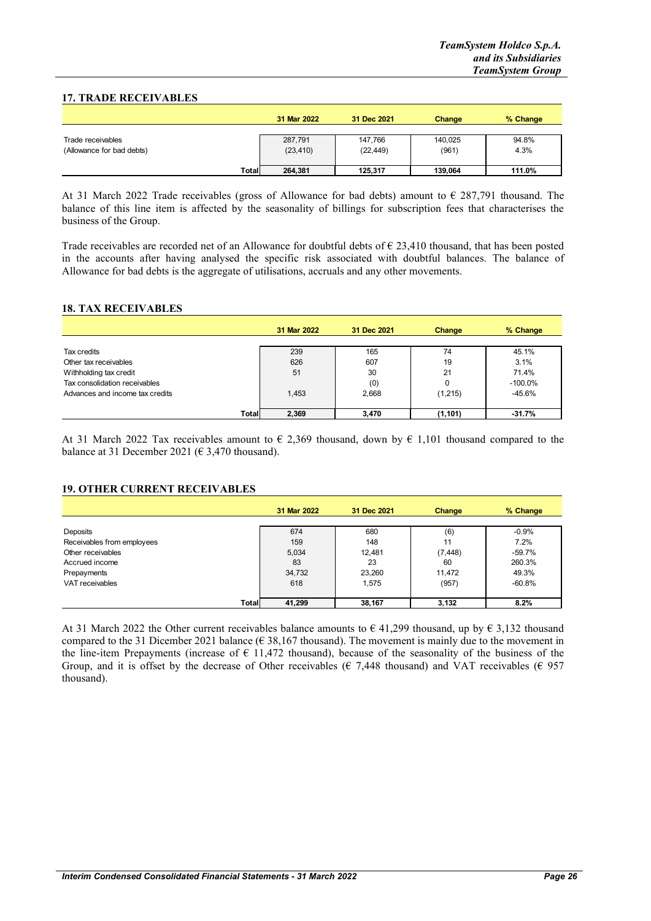## 17. TRADE RECEIVABLES

| | 31 Mar 2022 | 31 Dec 2021 | Change | % Change |
|---|---|---|---|---|
| Trade receivables | 287,791 | 147,766 | 140,025 | 94.8% |
| (Allowance for bad debts) | (23,410) | (22,449) | (961) | 4.3% |
| **Total** | **264,381** | **125,317** | **139,064** | **111.0%** |

At 31 March 2022 Trade receivables (gross of Allowance for bad debts) amount to € 287,791 thousand. The balance of this line item is affected by the seasonality of billings for subscription fees that characterises the business of the Group.

Trade receivables are recorded net of an Allowance for doubtful debts of € 23,410 thousand, that has been posted in the accounts after having analysed the specific risk associated with doubtful balances. The balance of Allowance for bad debts is the aggregate of utilisations, accruals and any other movements.

## 18. TAX RECEIVABLES

| | 31 Mar 2022 | 31 Dec 2021 | Change | % Change |
|---|---|---|---|---|
| Tax credits | 239 | 165 | 74 | 45.1% |
| Other tax receivables | 626 | 607 | 19 | 3.1% |
| Withholding tax credit | 51 | 30 | 21 | 71.4% |
| Tax consolidation receivables | | (0) | 0 | -100.0% |
| Advances and income tax credits | 1,453 | 2,668 | (1,215) | -45.6% |
| **Total** | **2,369** | **3,470** | **(1,101)** | **-31.7%** |

At 31 March 2022 Tax receivables amount to € 2,369 thousand, down by € 1,101 thousand compared to the balance at 31 December 2021 (€ 3,470 thousand).

## 19. OTHER CURRENT RECEIVABLES

| | 31 Mar 2022 | 31 Dec 2021 | Change | % Change |
|---|---|---|---|---|
| Deposits | 674 | 680 | (6) | -0.9% |
| Receivables from employees | 159 | 148 | 11 | 7.2% |
| Other receivables | 5,034 | 12,481 | (7,448) | -59.7% |
| Accrued income | 83 | 23 | 60 | 260.3% |
| Prepayments | 34,732 | 23,260 | 11,472 | 49.3% |
| VAT receivables | 618 | 1,575 | (957) | -60.8% |
| **Total** | **41,299** | **38,167** | **3,132** | **8.2%** |

At 31 March 2022 the Other current receivables balance amounts to € 41,299 thousand, up by € 3,132 thousand compared to the 31 Dicember 2021 balance (€ 38,167 thousand). The movement is mainly due to the movement in the line-item Prepayments (increase of € 11,472 thousand), because of the seasonality of the business of the Group, and it is offset by the decrease of Other receivables (€ 7,448 thousand) and VAT receivables (€ 957 thousand).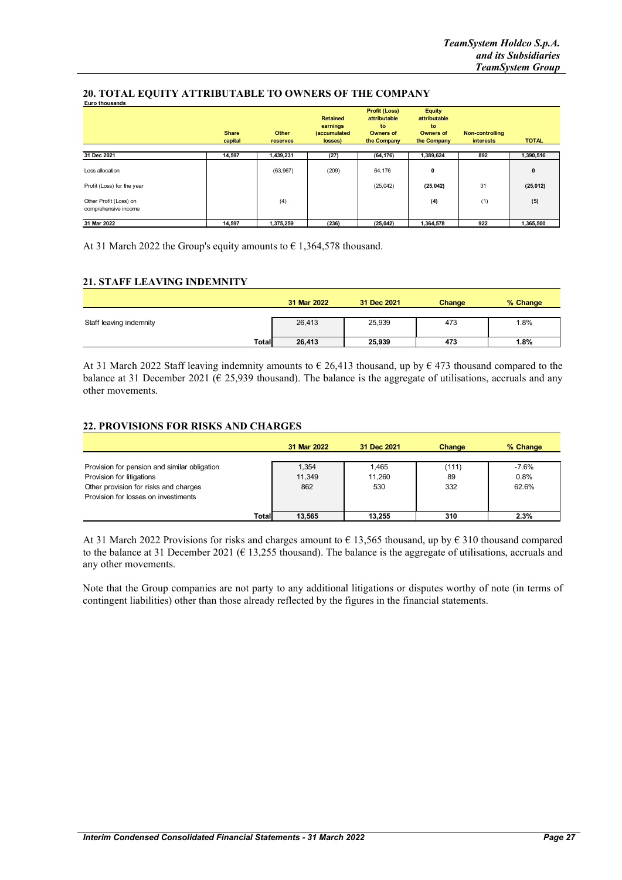## 20. TOTAL EQUITY ATTRIBUTABLE TO OWNERS OF THE COMPANY

Euro thousands

| | Share capital | Other reserves | Retained earnings (accumulated losses) | Profit (Loss) attributable to Owners of the Company | Equity attributable to Owners of the Company | Non-controlling interests | TOTAL |
|---|---|---|---|---|---|---|---|
| **31 Dec 2021** | **14,597** | **1,439,231** | **(27)** | **(64,176)** | **1,389,624** | **892** | **1,390,516** |
| Loss allocation | | (63,967) | (209) | 64,176 | **0** | | **0** |
| Profit (Loss) for the year | | | | (25,042) | **(25,042)** | 31 | **(25,012)** |
| Other Profit (Loss) on comprehensive income | | (4) | | | **(4)** | (1) | **(5)** |
| **31 Mar 2022** | **14,597** | **1,375,259** | **(236)** | **(25,042)** | **1,364,578** | **922** | **1,365,500** |

At 31 March 2022 the Group's equity amounts to € 1,364,578 thousand.

## 21. STAFF LEAVING INDEMNITY

| | 31 Mar 2022 | 31 Dec 2021 | Change | % Change |
|---|---|---|---|---|
| Staff leaving indemnity | 26,413 | 25,939 | 473 | 1.8% |
| **Total** | **26,413** | **25,939** | **473** | **1.8%** |

At 31 March 2022 Staff leaving indemnity amounts to € 26,413 thousand, up by € 473 thousand compared to the balance at 31 December 2021 (€ 25,939 thousand). The balance is the aggregate of utilisations, accruals and any other movements.

## 22. PROVISIONS FOR RISKS AND CHARGES

| | 31 Mar 2022 | 31 Dec 2021 | Change | % Change |
|---|---|---|---|---|
| Provision for pension and similar obligation | 1,354 | 1,465 | (111) | -7.6% |
| Provision for litigations | 11,349 | 11,260 | 89 | 0.8% |
| Other provision for risks and charges | 862 | 530 | 332 | 62.6% |
| Provision for losses on investiments | | | | |
| **Total** | **13,565** | **13,255** | **310** | **2.3%** |

At 31 March 2022 Provisions for risks and charges amount to € 13,565 thousand, up by € 310 thousand compared to the balance at 31 December 2021 (€ 13,255 thousand). The balance is the aggregate of utilisations, accruals and any other movements.

Note that the Group companies are not party to any additional litigations or disputes worthy of note (in terms of contingent liabilities) other than those already reflected by the figures in the financial statements.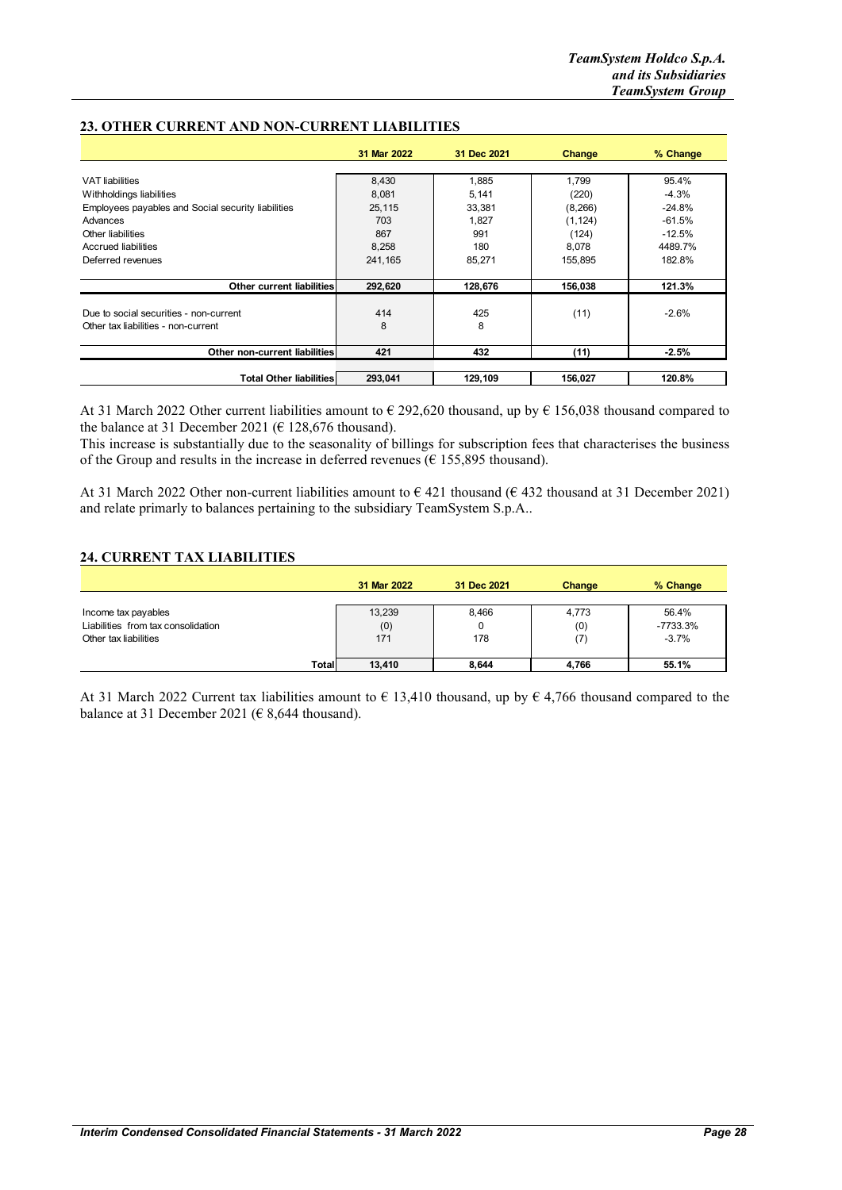## 23. OTHER CURRENT AND NON-CURRENT LIABILITIES

| | 31 Mar 2022 | 31 Dec 2021 | Change | % Change |
|---|---|---|---|---|
| VAT liabilities | 8,430 | 1,885 | 1,799 | 95.4% |
| Withholdings liabilities | 8,081 | 5,141 | (220) | -4.3% |
| Employees payables and Social security liabilities | 25,115 | 33,381 | (8,266) | -24.8% |
| Advances | 703 | 1,827 | (1,124) | -61.5% |
| Other liabilities | 867 | 991 | (124) | -12.5% |
| Accrued liabilities | 8,258 | 180 | 8,078 | 4489.7% |
| Deferred revenues | 241,165 | 85,271 | 155,895 | 182.8% |
| **Other current liabilities** | **292,620** | **128,676** | **156,038** | **121.3%** |
| Due to social securities - non-current | 414 | 425 | (11) | -2.6% |
| Other tax liabilities - non-current | 8 | 8 | | |
| **Other non-current liabilities** | **421** | **432** | **(11)** | **-2.5%** |
| **Total Other liabilities** | **293,041** | **129,109** | **156,027** | **120.8%** |

At 31 March 2022 Other current liabilities amount to € 292,620 thousand, up by € 156,038 thousand compared to the balance at 31 December 2021 (€ 128,676 thousand).
This increase is substantially due to the seasonality of billings for subscription fees that characterises the business of the Group and results in the increase in deferred revenues (€ 155,895 thousand).

At 31 March 2022 Other non-current liabilities amount to € 421 thousand (€ 432 thousand at 31 December 2021) and relate primarly to balances pertaining to the subsidiary TeamSystem S.p.A..

## 24. CURRENT TAX LIABILITIES

| | 31 Mar 2022 | 31 Dec 2021 | Change | % Change |
|---|---|---|---|---|
| Income tax payables | 13,239 | 8,466 | 4,773 | 56.4% |
| Liabilities from tax consolidation | (0) | 0 | (0) | -7733.3% |
| Other tax liabilities | 171 | 178 | (7) | -3.7% |
| **Total** | **13,410** | **8,644** | **4,766** | **55.1%** |

At 31 March 2022 Current tax liabilities amount to € 13,410 thousand, up by € 4,766 thousand compared to the balance at 31 December 2021 (€ 8,644 thousand).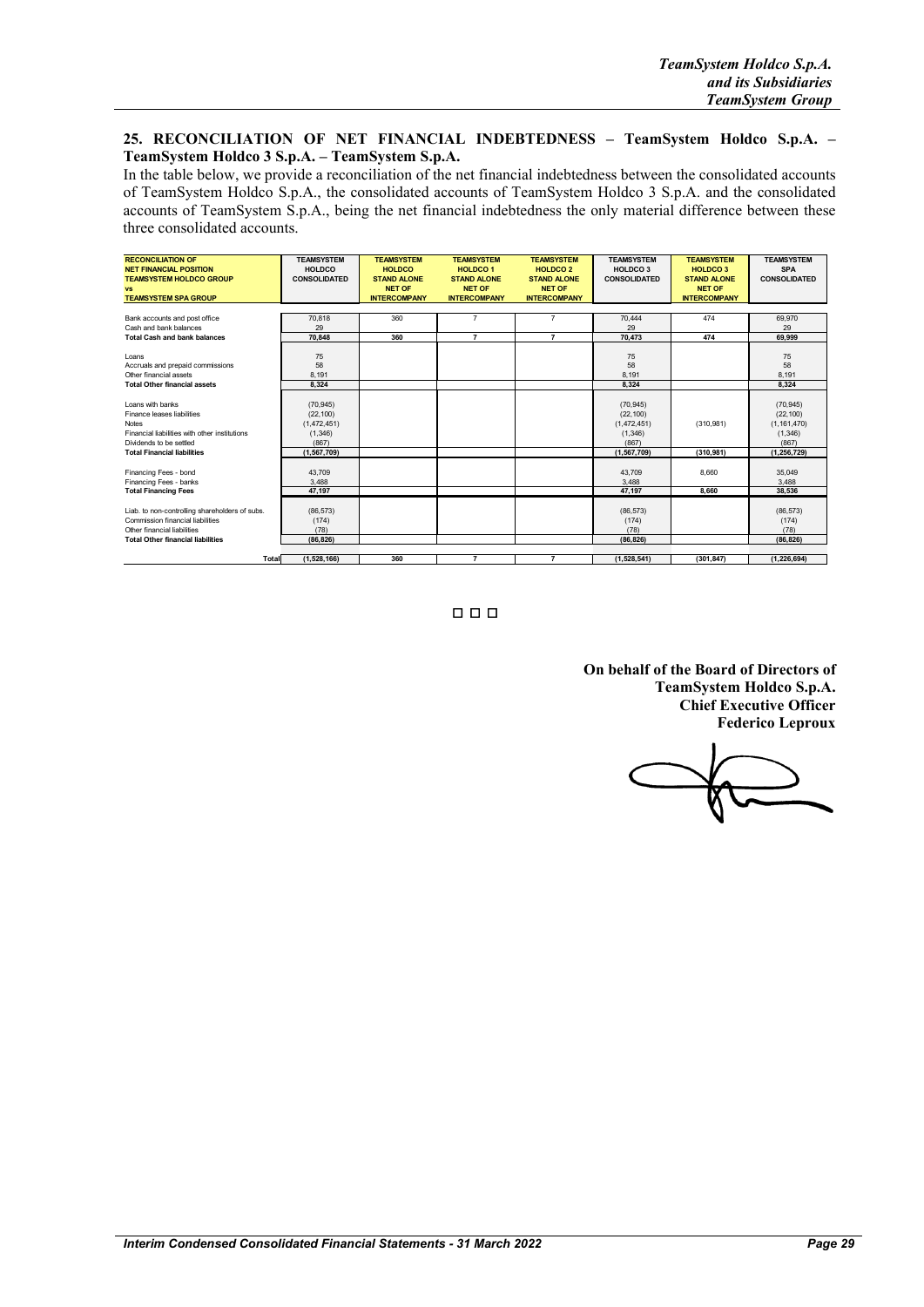## 25. RECONCILIATION OF NET FINANCIAL INDEBTEDNESS – TeamSystem Holdco S.p.A. – TeamSystem Holdco 3 S.p.A. – TeamSystem S.p.A.

In the table below, we provide a reconciliation of the net financial indebtedness between the consolidated accounts of TeamSystem Holdco S.p.A., the consolidated accounts of TeamSystem Holdco 3 S.p.A. and the consolidated accounts of TeamSystem S.p.A., being the net financial indebtedness the only material difference between these three consolidated accounts.

| RECONCILIATION OF NET FINANCIAL POSITION TEAMSYSTEM HOLDCO GROUP vs TEAMSYSTEM SPA GROUP | TEAMSYSTEM HOLDCO CONSOLIDATED | TEAMSYSTEM HOLDCO STAND ALONE NET OF INTERCOMPANY | TEAMSYSTEM HOLDCO 1 STAND ALONE NET OF INTERCOMPANY | TEAMSYSTEM HOLDCO 2 STAND ALONE NET OF INTERCOMPANY | TEAMSYSTEM HOLDCO 3 CONSOLIDATED | TEAMSYSTEM HOLDCO 3 STAND ALONE NET OF INTERCOMPANY | TEAMSYSTEM SPA CONSOLIDATED |
|---|---|---|---|---|---|---|---|
| Bank accounts and post office | 70,818 | 360 | 7 | 7 | 70,444 | 474 | 69,970 |
| Cash and bank balances | 29 | | | | 29 | | 29 |
| **Total Cash and bank balances** | **70,848** | **360** | **7** | **7** | **70,473** | **474** | **69,999** |
| Loans | 75 | | | | 75 | | 75 |
| Accruals and prepaid commissions | 58 | | | | 58 | | 58 |
| Other financial assets | 8,191 | | | | 8,191 | | 8,191 |
| **Total Other financial assets** | **8,324** | | | | **8,324** | | **8,324** |
| Loans with banks | (70,945) | | | | (70,945) | | (70,945) |
| Finance leases liabilities | (22,100) | | | | (22,100) | | (22,100) |
| Notes | (1,472,451) | | | | (1,472,451) | (310,981) | (1,161,470) |
| Financial liabilities with other institutions | (1,346) | | | | (1,346) | | (1,346) |
| Dividends to be settled | (867) | | | | (867) | | (867) |
| **Total Financial liabilities** | **(1,567,709)** | | | | **(1,567,709)** | **(310,981)** | **(1,256,729)** |
| Financing Fees - bond | 43,709 | | | | 43,709 | 8,660 | 35,049 |
| Financing Fees - banks | 3,488 | | | | 3,488 | | 3,488 |
| **Total Financing Fees** | **47,197** | | | | **47,197** | **8,660** | **38,536** |
| Liab. to non-controlling shareholders of subs. | (86,573) | | | | (86,573) | | (86,573) |
| Commission financial liabilities | (174) | | | | (174) | | (174) |
| Other financial liabilities | (78) | | | | (78) | | (78) |
| **Total Other financial liabilities** | **(86,826)** | | | | **(86,826)** | | **(86,826)** |
| **Total** | **(1,528,166)** | **360** | **7** | **7** | **(1,528,541)** | **(301,847)** | **(1,226,694)** |

□ □ □

**On behalf of the Board of Directors of**
**TeamSystem Holdco S.p.A.**
**Chief Executive Officer**
**Federico Leproux**